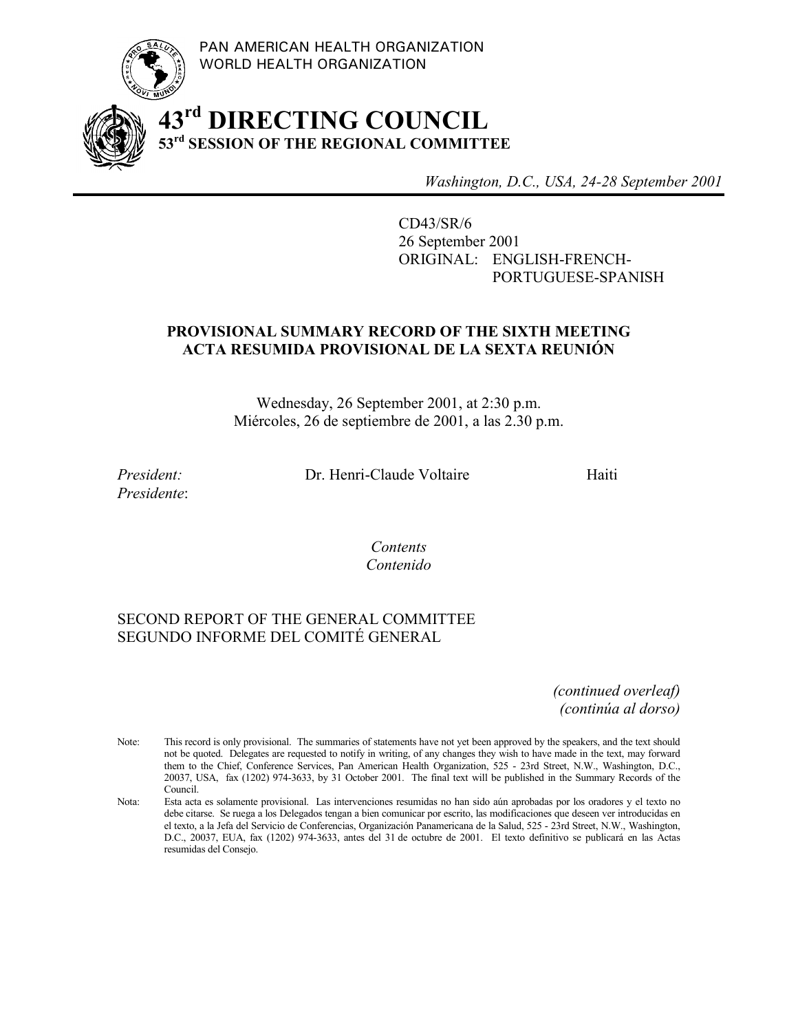PAN AMERICAN HEALTH ORGANIZATION
WORLD HEALTH ORGANIZATION

# 43rd DIRECTING COUNCIL
## 53rd SESSION OF THE REGIONAL COMMITTEE

*Washington, D.C., USA, 24-28 September 2001*

CD43/SR/6
26 September 2001
ORIGINAL: ENGLISH-FRENCH-PORTUGUESE-SPANISH

**PROVISIONAL SUMMARY RECORD OF THE SIXTH MEETING**
**ACTA RESUMIDA PROVISIONAL DE LA SEXTA REUNIÓN**

Wednesday, 26 September 2001, at 2:30 p.m.
Miércoles, 26 de septiembre de 2001, a las 2.30 p.m.

*President:* Dr. Henri-Claude Voltaire Haiti
*Presidente*:

*Contents*
*Contenido*

SECOND REPORT OF THE GENERAL COMMITTEE
SEGUNDO INFORME DEL COMITÉ GENERAL

*(continued overleaf)*
*(continúa al dorso)*

Note: This record is only provisional. The summaries of statements have not yet been approved by the speakers, and the text should not be quoted. Delegates are requested to notify in writing, of any changes they wish to have made in the text, may forward them to the Chief, Conference Services, Pan American Health Organization, 525 - 23rd Street, N.W., Washington, D.C., 20037, USA, fax (1202) 974-3633, by 31 October 2001. The final text will be published in the Summary Records of the Council.

Nota: Esta acta es solamente provisional. Las intervenciones resumidas no han sido aún aprobadas por los oradores y el texto no debe citarse. Se ruega a los Delegados tengan a bien comunicar por escrito, las modificaciones que deseen ver introducidas en el texto, a la Jefa del Servicio de Conferencias, Organización Panamericana de la Salud, 525 - 23rd Street, N.W., Washington, D.C., 20037, EUA, fax (1202) 974-3633, antes del 31 de octubre de 2001. El texto definitivo se publicará en las Actas resumidas del Consejo.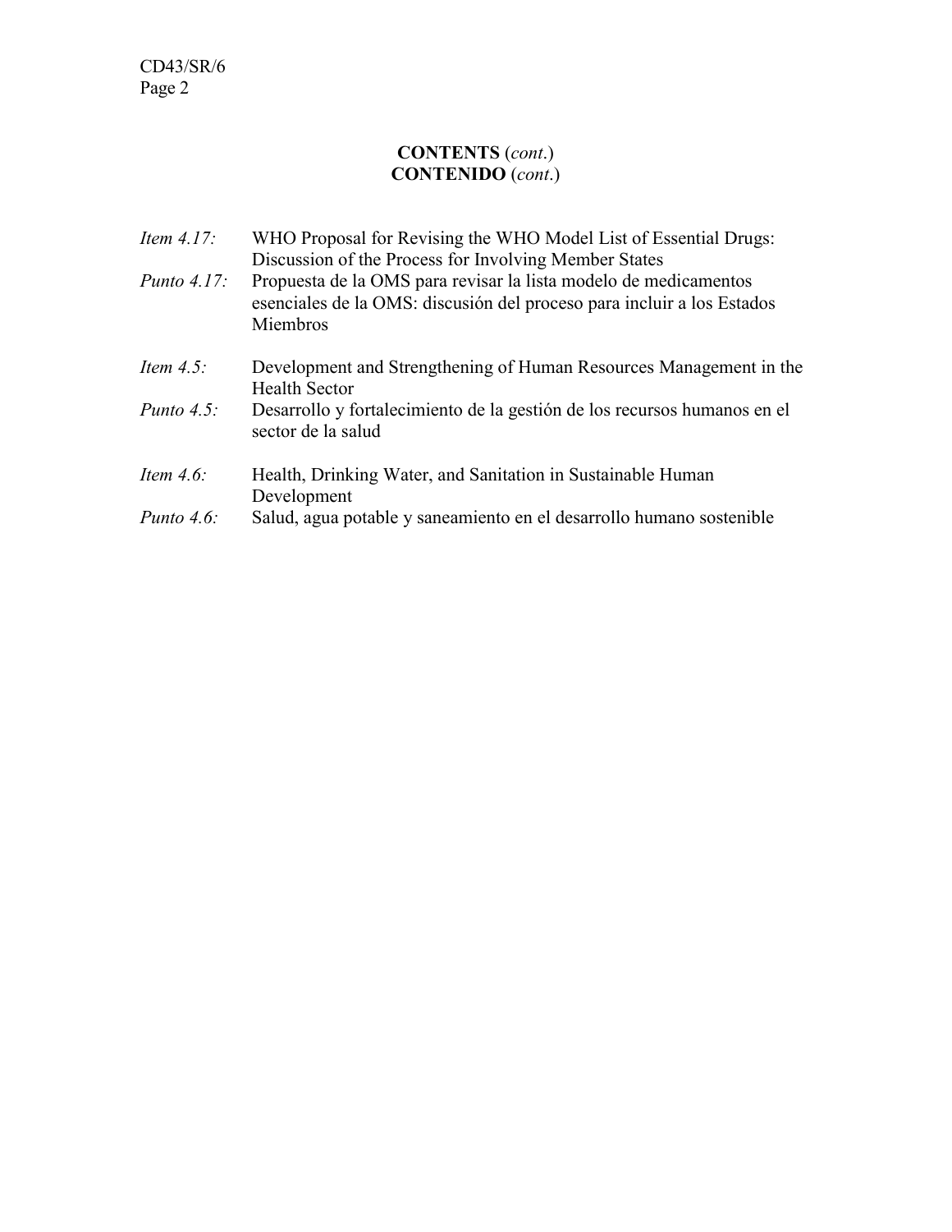**CONTENTS** (*cont*.)
**CONTENIDO** (*cont*.)

*Item 4.17:* WHO Proposal for Revising the WHO Model List of Essential Drugs: Discussion of the Process for Involving Member States
*Punto 4.17:* Propuesta de la OMS para revisar la lista modelo de medicamentos esenciales de la OMS: discusión del proceso para incluir a los Estados Miembros

*Item 4.5:* Development and Strengthening of Human Resources Management in the Health Sector
*Punto 4.5:* Desarrollo y fortalecimiento de la gestión de los recursos humanos en el sector de la salud

*Item 4.6:* Health, Drinking Water, and Sanitation in Sustainable Human Development
*Punto 4.6:* Salud, agua potable y saneamiento en el desarrollo humano sostenible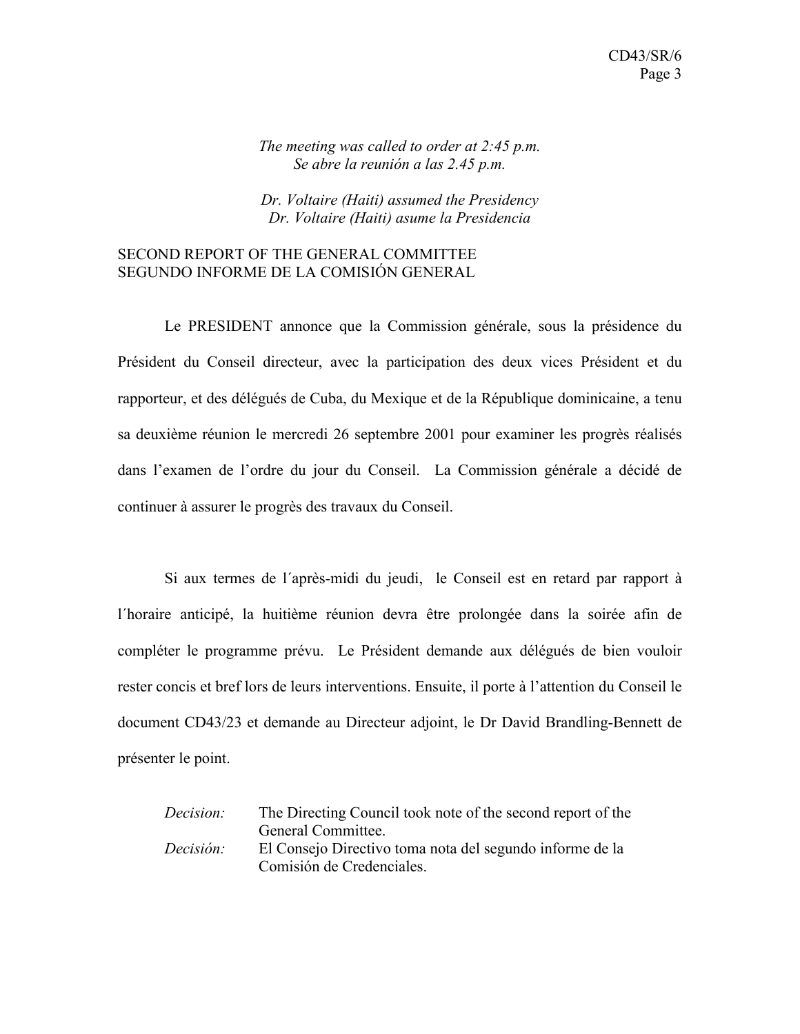*The meeting was called to order at 2:45 p.m.*
*Se abre la reunión a las 2.45 p.m.*

*Dr. Voltaire (Haiti) assumed the Presidency*
*Dr. Voltaire (Haiti) asume la Presidencia*

## SECOND REPORT OF THE GENERAL COMMITTEE
## SEGUNDO INFORME DE LA COMISIÓN GENERAL

Le PRESIDENT annonce que la Commission générale, sous la présidence du Président du Conseil directeur, avec la participation des deux vices Président et du rapporteur, et des délégués de Cuba, du Mexique et de la République dominicaine, a tenu sa deuxième réunion le mercredi 26 septembre 2001 pour examiner les progrès réalisés dans l'examen de l'ordre du jour du Conseil. La Commission générale a décidé de continuer à assurer le progrès des travaux du Conseil.

Si aux termes de l´après-midi du jeudi, le Conseil est en retard par rapport à l´horaire anticipé, la huitième réunion devra être prolongée dans la soirée afin de compléter le programme prévu. Le Président demande aux délégués de bien vouloir rester concis et bref lors de leurs interventions. Ensuite, il porte à l'attention du Conseil le document CD43/23 et demande au Directeur adjoint, le Dr David Brandling-Bennett de présenter le point.

*Decision:* The Directing Council took note of the second report of the General Committee.
*Decisión:* El Consejo Directivo toma nota del segundo informe de la Comisión de Credenciales.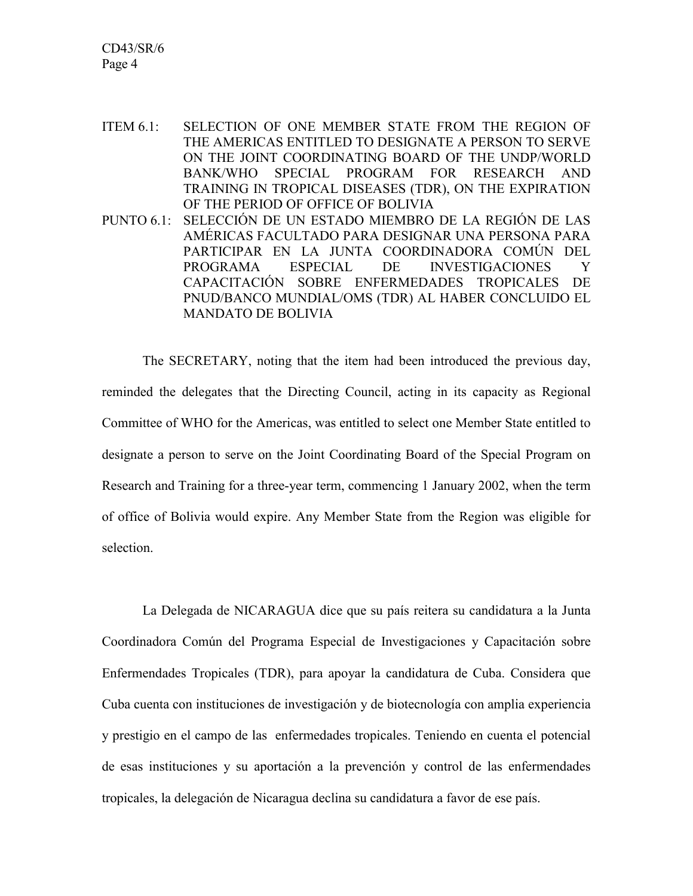ITEM 6.1: SELECTION OF ONE MEMBER STATE FROM THE REGION OF THE AMERICAS ENTITLED TO DESIGNATE A PERSON TO SERVE ON THE JOINT COORDINATING BOARD OF THE UNDP/WORLD BANK/WHO SPECIAL PROGRAM FOR RESEARCH AND TRAINING IN TROPICAL DISEASES (TDR), ON THE EXPIRATION OF THE PERIOD OF OFFICE OF BOLIVIA

PUNTO 6.1: SELECCIÓN DE UN ESTADO MIEMBRO DE LA REGIÓN DE LAS AMÉRICAS FACULTADO PARA DESIGNAR UNA PERSONA PARA PARTICIPAR EN LA JUNTA COORDINADORA COMÚN DEL PROGRAMA ESPECIAL DE INVESTIGACIONES Y CAPACITACIÓN SOBRE ENFERMEDADES TROPICALES DE PNUD/BANCO MUNDIAL/OMS (TDR) AL HABER CONCLUIDO EL MANDATO DE BOLIVIA

The SECRETARY, noting that the item had been introduced the previous day, reminded the delegates that the Directing Council, acting in its capacity as Regional Committee of WHO for the Americas, was entitled to select one Member State entitled to designate a person to serve on the Joint Coordinating Board of the Special Program on Research and Training for a three-year term, commencing 1 January 2002, when the term of office of Bolivia would expire. Any Member State from the Region was eligible for selection.

La Delegada de NICARAGUA dice que su país reitera su candidatura a la Junta Coordinadora Común del Programa Especial de Investigaciones y Capacitación sobre Enfermendades Tropicales (TDR), para apoyar la candidatura de Cuba. Considera que Cuba cuenta con instituciones de investigación y de biotecnología con amplia experiencia y prestigio en el campo de las enfermedades tropicales. Teniendo en cuenta el potencial de esas instituciones y su aportación a la prevención y control de las enfermendades tropicales, la delegación de Nicaragua declina su candidatura a favor de ese país.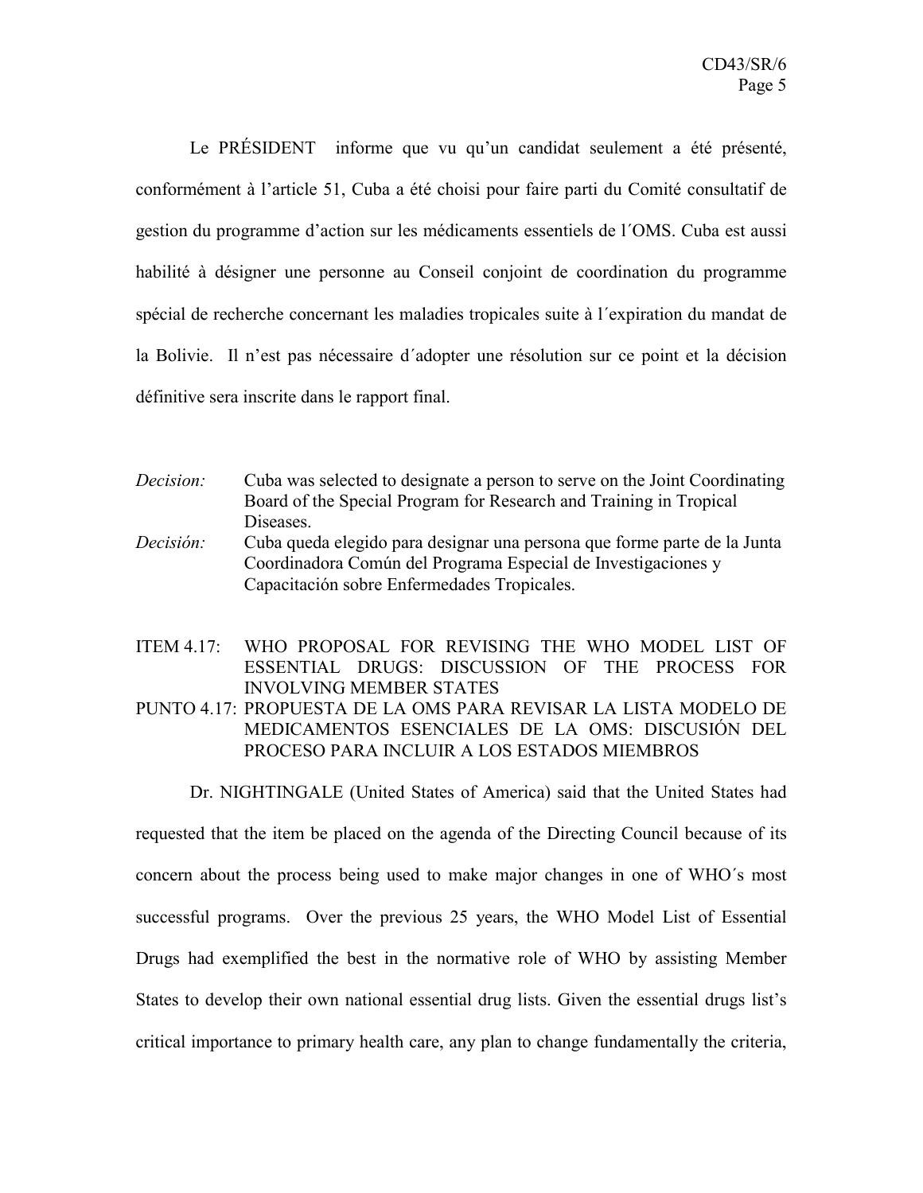Le PRÉSIDENT informe que vu qu'un candidat seulement a été présenté, conformément à l'article 51, Cuba a été choisi pour faire parti du Comité consultatif de gestion du programme d'action sur les médicaments essentiels de l´OMS. Cuba est aussi habilité à désigner une personne au Conseil conjoint de coordination du programme spécial de recherche concernant les maladies tropicales suite à l´expiration du mandat de la Bolivie. Il n'est pas nécessaire d´adopter une résolution sur ce point et la décision définitive sera inscrite dans le rapport final.

*Decision:* Cuba was selected to designate a person to serve on the Joint Coordinating Board of the Special Program for Research and Training in Tropical Diseases.

*Decisión:* Cuba queda elegido para designar una persona que forme parte de la Junta Coordinadora Común del Programa Especial de Investigaciones y Capacitación sobre Enfermedades Tropicales.

## ITEM 4.17: WHO PROPOSAL FOR REVISING THE WHO MODEL LIST OF ESSENTIAL DRUGS: DISCUSSION OF THE PROCESS FOR INVOLVING MEMBER STATES

## PUNTO 4.17: PROPUESTA DE LA OMS PARA REVISAR LA LISTA MODELO DE MEDICAMENTOS ESENCIALES DE LA OMS: DISCUSIÓN DEL PROCESO PARA INCLUIR A LOS ESTADOS MIEMBROS

Dr. NIGHTINGALE (United States of America) said that the United States had requested that the item be placed on the agenda of the Directing Council because of its concern about the process being used to make major changes in one of WHO´s most successful programs. Over the previous 25 years, the WHO Model List of Essential Drugs had exemplified the best in the normative role of WHO by assisting Member States to develop their own national essential drug lists. Given the essential drugs list's critical importance to primary health care, any plan to change fundamentally the criteria,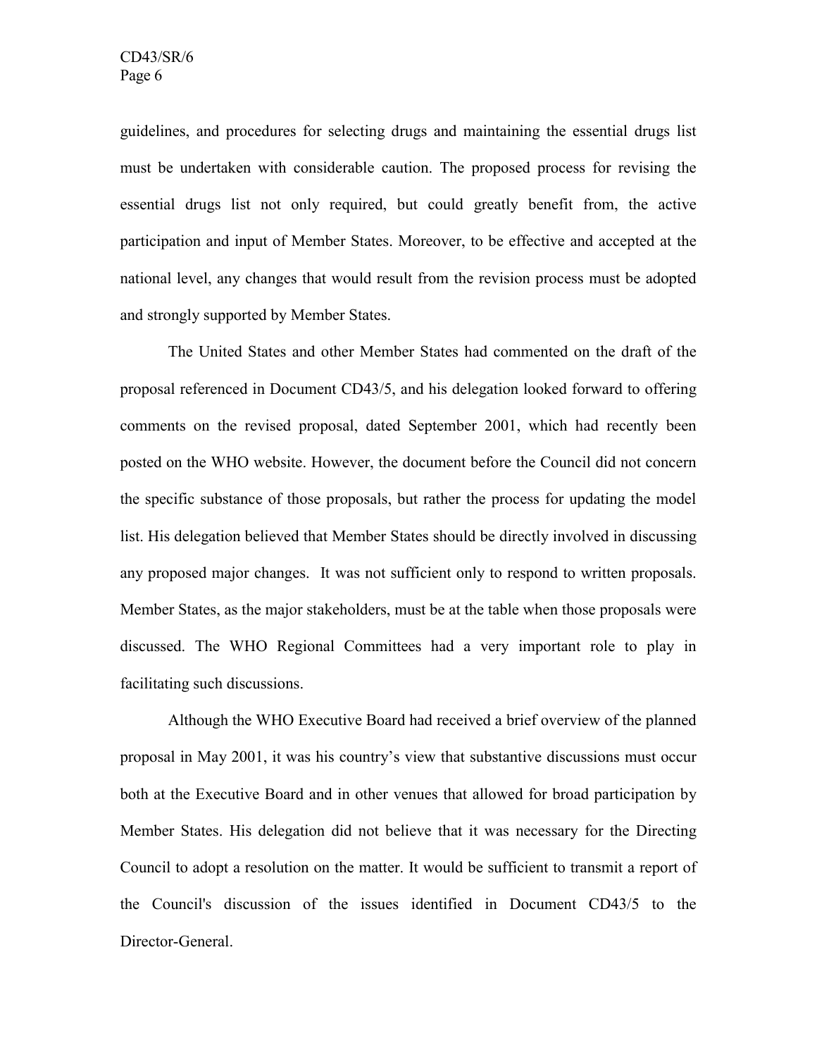guidelines, and procedures for selecting drugs and maintaining the essential drugs list must be undertaken with considerable caution. The proposed process for revising the essential drugs list not only required, but could greatly benefit from, the active participation and input of Member States. Moreover, to be effective and accepted at the national level, any changes that would result from the revision process must be adopted and strongly supported by Member States.

The United States and other Member States had commented on the draft of the proposal referenced in Document CD43/5, and his delegation looked forward to offering comments on the revised proposal, dated September 2001, which had recently been posted on the WHO website. However, the document before the Council did not concern the specific substance of those proposals, but rather the process for updating the model list. His delegation believed that Member States should be directly involved in discussing any proposed major changes. It was not sufficient only to respond to written proposals. Member States, as the major stakeholders, must be at the table when those proposals were discussed. The WHO Regional Committees had a very important role to play in facilitating such discussions.

Although the WHO Executive Board had received a brief overview of the planned proposal in May 2001, it was his country's view that substantive discussions must occur both at the Executive Board and in other venues that allowed for broad participation by Member States. His delegation did not believe that it was necessary for the Directing Council to adopt a resolution on the matter. It would be sufficient to transmit a report of the Council's discussion of the issues identified in Document CD43/5 to the Director-General.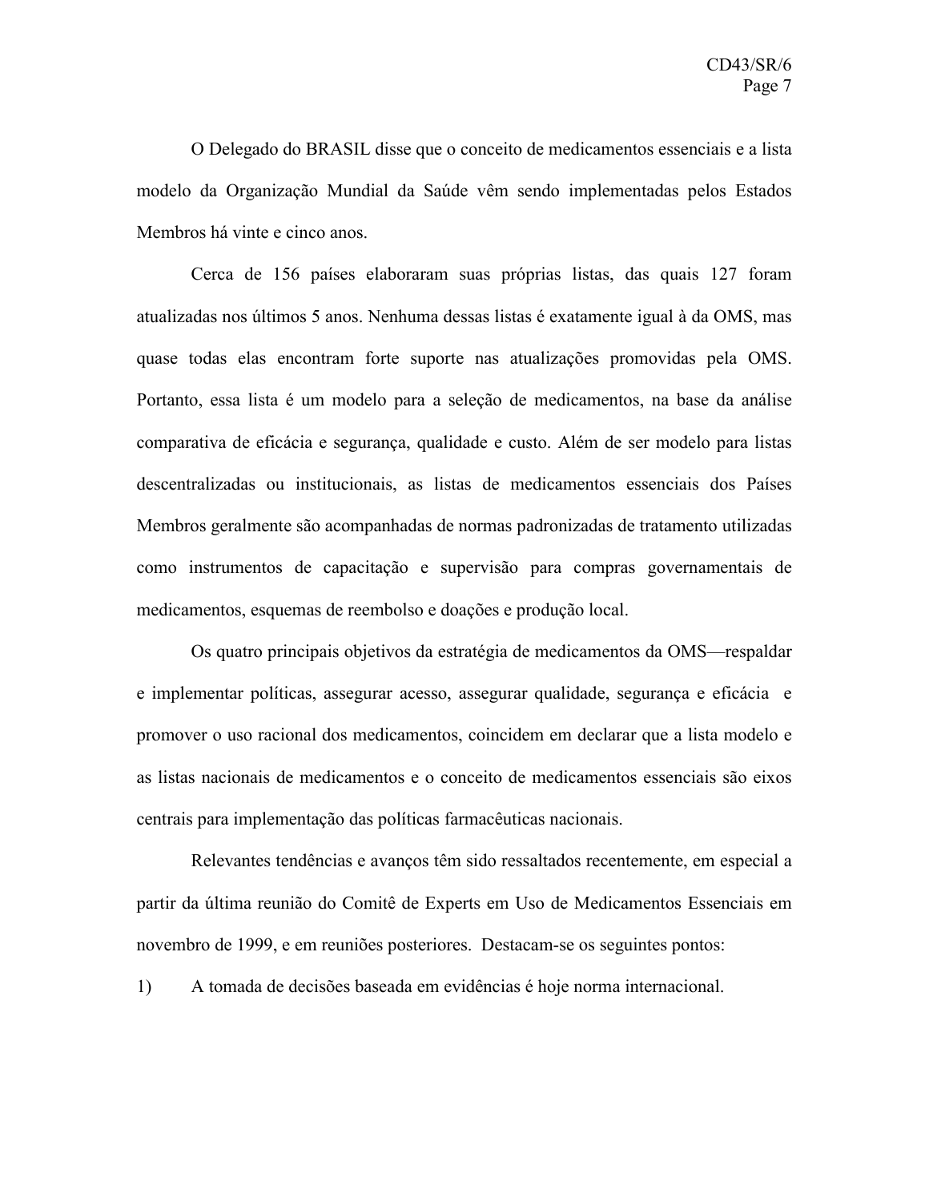O Delegado do BRASIL disse que o conceito de medicamentos essenciais e a lista modelo da Organização Mundial da Saúde vêm sendo implementadas pelos Estados Membros há vinte e cinco anos.

Cerca de 156 países elaboraram suas próprias listas, das quais 127 foram atualizadas nos últimos 5 anos. Nenhuma dessas listas é exatamente igual à da OMS, mas quase todas elas encontram forte suporte nas atualizações promovidas pela OMS. Portanto, essa lista é um modelo para a seleção de medicamentos, na base da análise comparativa de eficácia e segurança, qualidade e custo. Além de ser modelo para listas descentralizadas ou institucionais, as listas de medicamentos essenciais dos Países Membros geralmente são acompanhadas de normas padronizadas de tratamento utilizadas como instrumentos de capacitação e supervisão para compras governamentais de medicamentos, esquemas de reembolso e doações e produção local.

Os quatro principais objetivos da estratégia de medicamentos da OMS—respaldar e implementar políticas, assegurar acesso, assegurar qualidade, segurança e eficácia e promover o uso racional dos medicamentos, coincidem em declarar que a lista modelo e as listas nacionais de medicamentos e o conceito de medicamentos essenciais são eixos centrais para implementação das políticas farmacêuticas nacionais.

Relevantes tendências e avanços têm sido ressaltados recentemente, em especial a partir da última reunião do Comitê de Experts em Uso de Medicamentos Essenciais em novembro de 1999, e em reuniões posteriores. Destacam-se os seguintes pontos:

1) A tomada de decisões baseada em evidências é hoje norma internacional.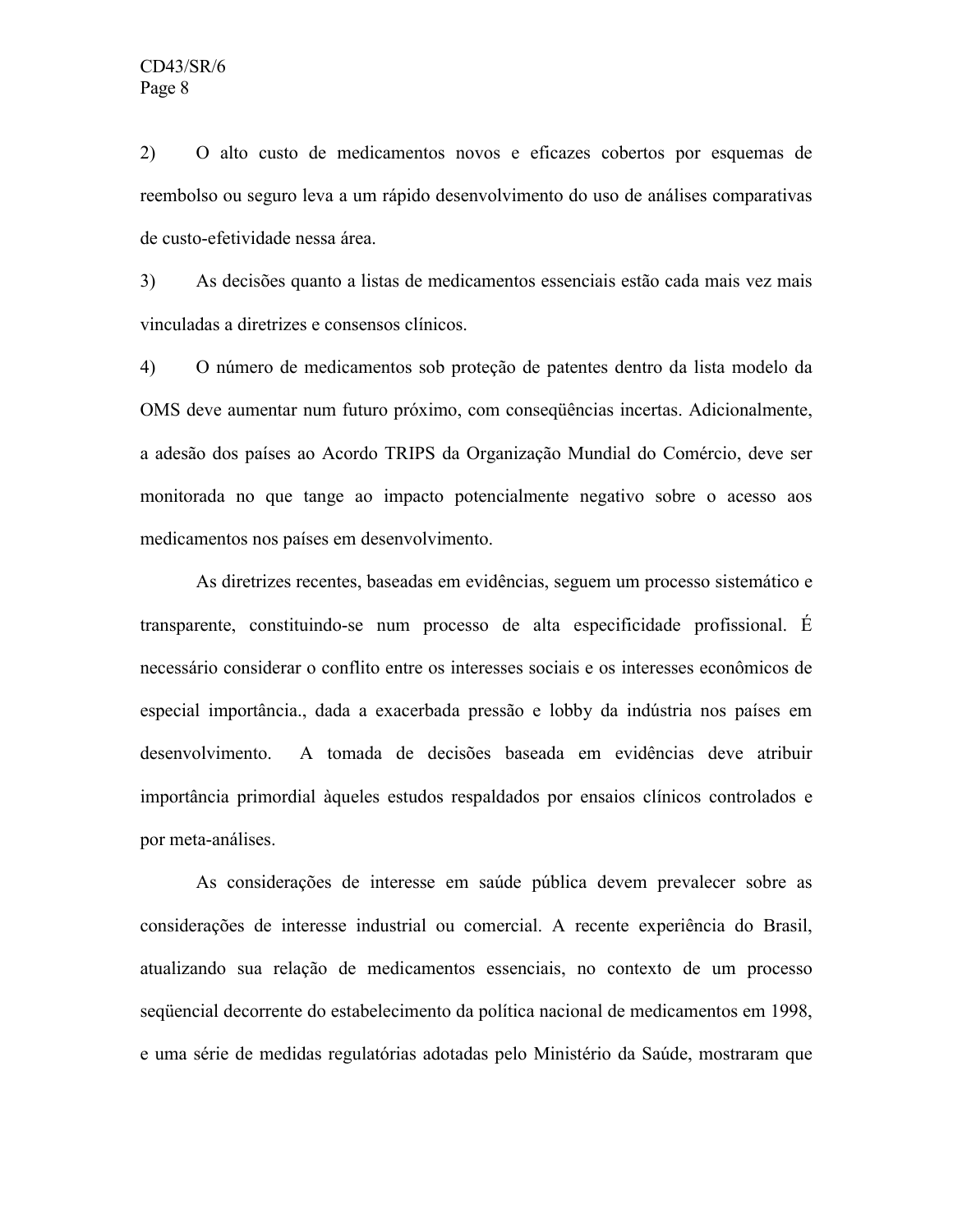2) O alto custo de medicamentos novos e eficazes cobertos por esquemas de reembolso ou seguro leva a um rápido desenvolvimento do uso de análises comparativas de custo-efetividade nessa área.

3) As decisões quanto a listas de medicamentos essenciais estão cada mais vez mais vinculadas a diretrizes e consensos clínicos.

4) O número de medicamentos sob proteção de patentes dentro da lista modelo da OMS deve aumentar num futuro próximo, com conseqüências incertas. Adicionalmente, a adesão dos países ao Acordo TRIPS da Organização Mundial do Comércio, deve ser monitorada no que tange ao impacto potencialmente negativo sobre o acesso aos medicamentos nos países em desenvolvimento.

As diretrizes recentes, baseadas em evidências, seguem um processo sistemático e transparente, constituindo-se num processo de alta especificidade profissional. É necessário considerar o conflito entre os interesses sociais e os interesses econômicos de especial importância., dada a exacerbada pressão e lobby da indústria nos países em desenvolvimento. A tomada de decisões baseada em evidências deve atribuir importância primordial àqueles estudos respaldados por ensaios clínicos controlados e por meta-análises.

As considerações de interesse em saúde pública devem prevalecer sobre as considerações de interesse industrial ou comercial. A recente experiência do Brasil, atualizando sua relação de medicamentos essenciais, no contexto de um processo seqüencial decorrente do estabelecimento da política nacional de medicamentos em 1998, e uma série de medidas regulatórias adotadas pelo Ministério da Saúde, mostraram que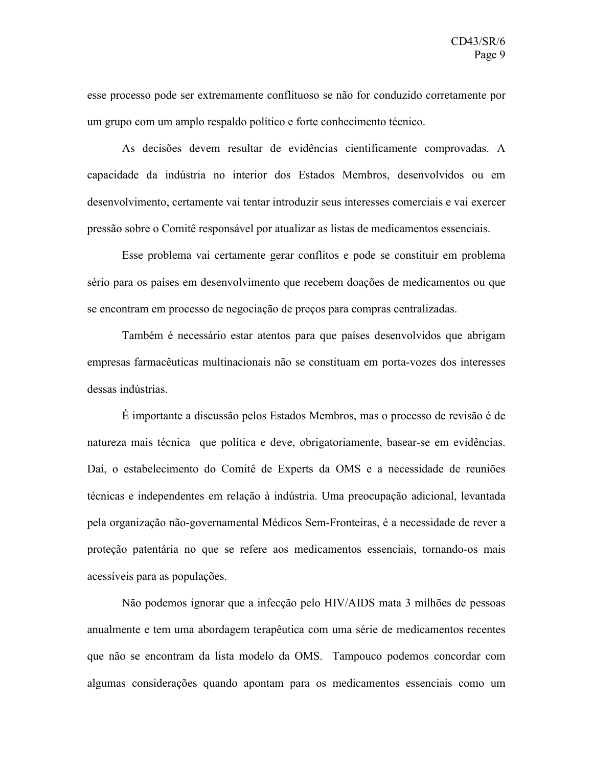esse processo pode ser extremamente conflituoso se não for conduzido corretamente por um grupo com um amplo respaldo político e forte conhecimento técnico.

As decisões devem resultar de evidências cientificamente comprovadas. A capacidade da indústria no interior dos Estados Membros, desenvolvidos ou em desenvolvimento, certamente vai tentar introduzir seus interesses comerciais e vai exercer pressão sobre o Comitê responsável por atualizar as listas de medicamentos essenciais.

Esse problema vai certamente gerar conflitos e pode se constituir em problema sério para os países em desenvolvimento que recebem doações de medicamentos ou que se encontram em processo de negociação de preços para compras centralizadas.

Também é necessário estar atentos para que países desenvolvidos que abrigam empresas farmacêuticas multinacionais não se constituam em porta-vozes dos interesses dessas indústrias.

É importante a discussão pelos Estados Membros, mas o processo de revisão é de natureza mais técnica que política e deve, obrigatoriamente, basear-se em evidências. Daí, o estabelecimento do Comitê de Experts da OMS e a necessidade de reuniões técnicas e independentes em relação à indústria. Uma preocupação adicional, levantada pela organização não-governamental Médicos Sem-Fronteiras, é a necessidade de rever a proteção patentária no que se refere aos medicamentos essenciais, tornando-os mais acessíveis para as populações.

Não podemos ignorar que a infecção pelo HIV/AIDS mata 3 milhões de pessoas anualmente e tem uma abordagem terapêutica com uma série de medicamentos recentes que não se encontram da lista modelo da OMS. Tampouco podemos concordar com algumas considerações quando apontam para os medicamentos essenciais como um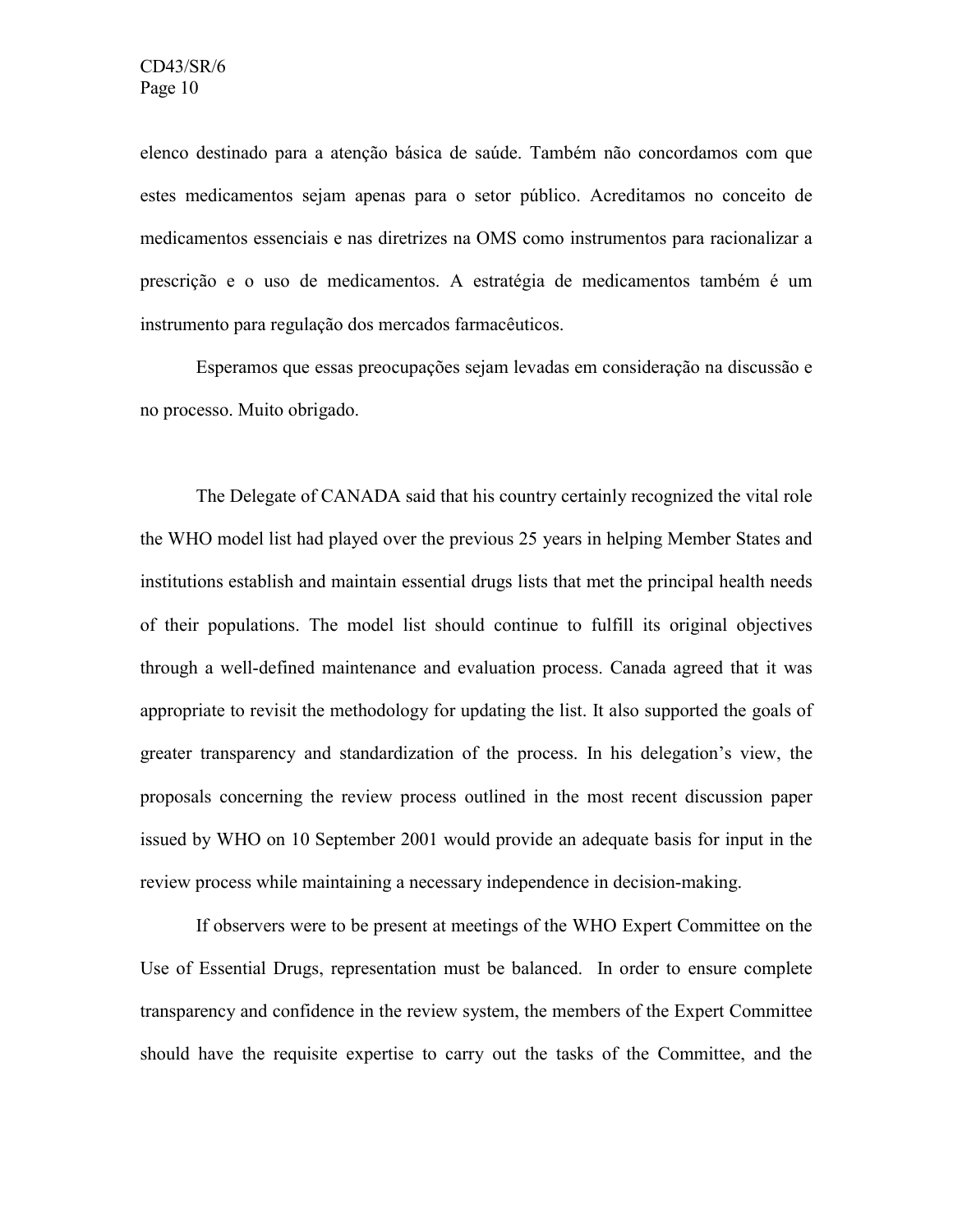elenco destinado para a atenção básica de saúde. Também não concordamos com que estes medicamentos sejam apenas para o setor público. Acreditamos no conceito de medicamentos essenciais e nas diretrizes na OMS como instrumentos para racionalizar a prescrição e o uso de medicamentos. A estratégia de medicamentos também é um instrumento para regulação dos mercados farmacêuticos.

Esperamos que essas preocupações sejam levadas em consideração na discussão e no processo. Muito obrigado.

The Delegate of CANADA said that his country certainly recognized the vital role the WHO model list had played over the previous 25 years in helping Member States and institutions establish and maintain essential drugs lists that met the principal health needs of their populations. The model list should continue to fulfill its original objectives through a well-defined maintenance and evaluation process. Canada agreed that it was appropriate to revisit the methodology for updating the list. It also supported the goals of greater transparency and standardization of the process. In his delegation's view, the proposals concerning the review process outlined in the most recent discussion paper issued by WHO on 10 September 2001 would provide an adequate basis for input in the review process while maintaining a necessary independence in decision-making.

If observers were to be present at meetings of the WHO Expert Committee on the Use of Essential Drugs, representation must be balanced. In order to ensure complete transparency and confidence in the review system, the members of the Expert Committee should have the requisite expertise to carry out the tasks of the Committee, and the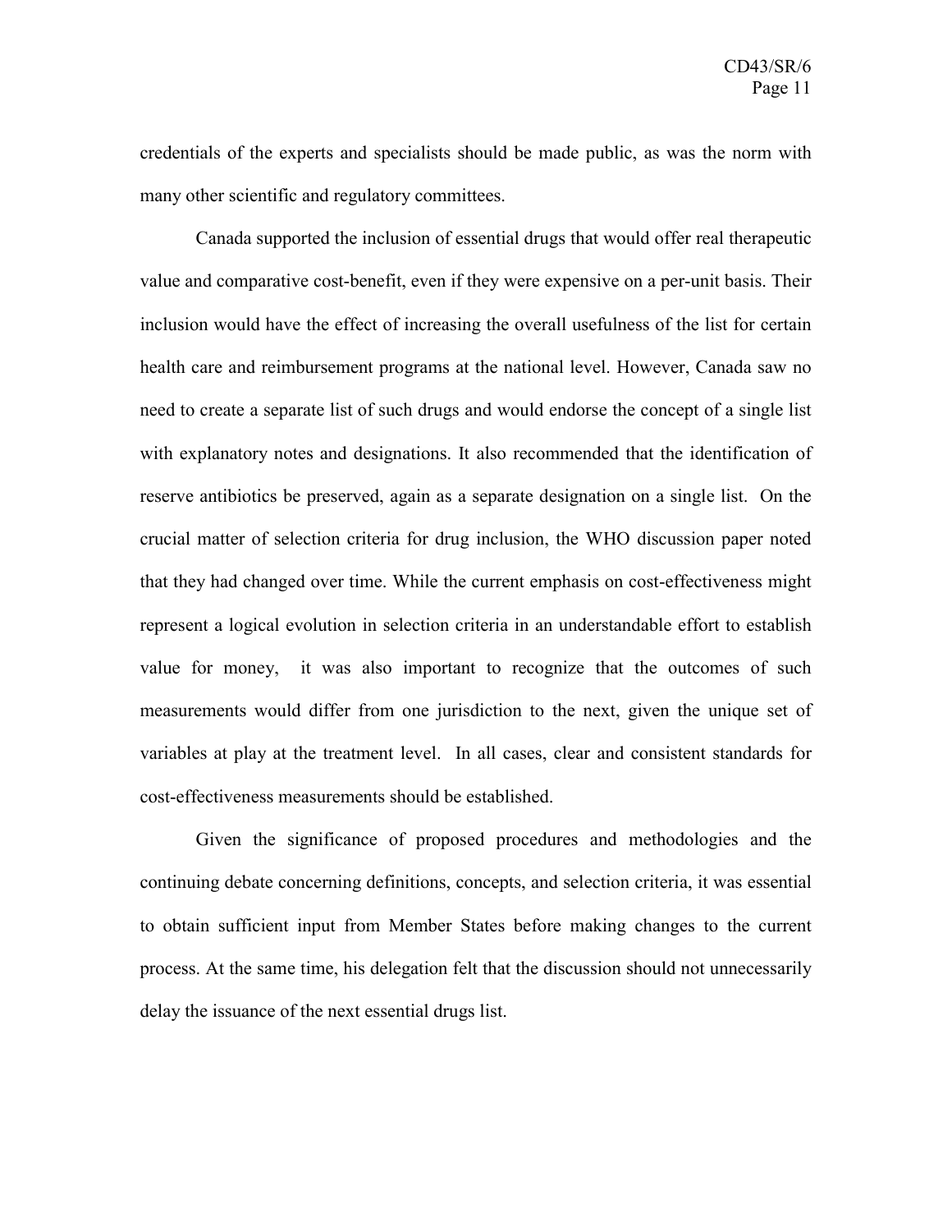credentials of the experts and specialists should be made public, as was the norm with many other scientific and regulatory committees.

Canada supported the inclusion of essential drugs that would offer real therapeutic value and comparative cost-benefit, even if they were expensive on a per-unit basis. Their inclusion would have the effect of increasing the overall usefulness of the list for certain health care and reimbursement programs at the national level. However, Canada saw no need to create a separate list of such drugs and would endorse the concept of a single list with explanatory notes and designations. It also recommended that the identification of reserve antibiotics be preserved, again as a separate designation on a single list. On the crucial matter of selection criteria for drug inclusion, the WHO discussion paper noted that they had changed over time. While the current emphasis on cost-effectiveness might represent a logical evolution in selection criteria in an understandable effort to establish value for money, it was also important to recognize that the outcomes of such measurements would differ from one jurisdiction to the next, given the unique set of variables at play at the treatment level. In all cases, clear and consistent standards for cost-effectiveness measurements should be established.

Given the significance of proposed procedures and methodologies and the continuing debate concerning definitions, concepts, and selection criteria, it was essential to obtain sufficient input from Member States before making changes to the current process. At the same time, his delegation felt that the discussion should not unnecessarily delay the issuance of the next essential drugs list.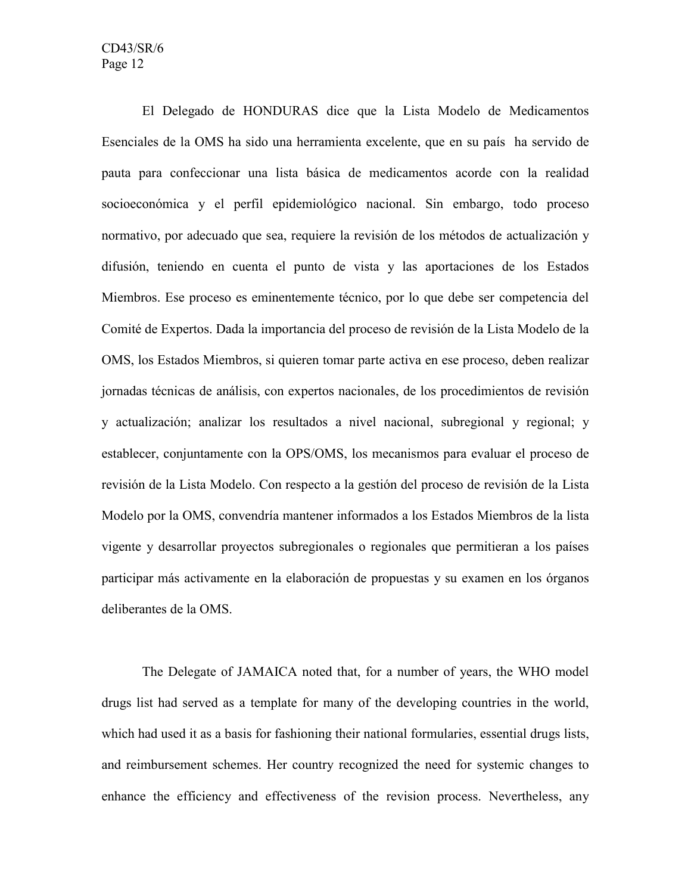El Delegado de HONDURAS dice que la Lista Modelo de Medicamentos Esenciales de la OMS ha sido una herramienta excelente, que en su país ha servido de pauta para confeccionar una lista básica de medicamentos acorde con la realidad socioeconómica y el perfil epidemiológico nacional. Sin embargo, todo proceso normativo, por adecuado que sea, requiere la revisión de los métodos de actualización y difusión, teniendo en cuenta el punto de vista y las aportaciones de los Estados Miembros. Ese proceso es eminentemente técnico, por lo que debe ser competencia del Comité de Expertos. Dada la importancia del proceso de revisión de la Lista Modelo de la OMS, los Estados Miembros, si quieren tomar parte activa en ese proceso, deben realizar jornadas técnicas de análisis, con expertos nacionales, de los procedimientos de revisión y actualización; analizar los resultados a nivel nacional, subregional y regional; y establecer, conjuntamente con la OPS/OMS, los mecanismos para evaluar el proceso de revisión de la Lista Modelo. Con respecto a la gestión del proceso de revisión de la Lista Modelo por la OMS, convendría mantener informados a los Estados Miembros de la lista vigente y desarrollar proyectos subregionales o regionales que permitieran a los países participar más activamente en la elaboración de propuestas y su examen en los órganos deliberantes de la OMS.

The Delegate of JAMAICA noted that, for a number of years, the WHO model drugs list had served as a template for many of the developing countries in the world, which had used it as a basis for fashioning their national formularies, essential drugs lists, and reimbursement schemes. Her country recognized the need for systemic changes to enhance the efficiency and effectiveness of the revision process. Nevertheless, any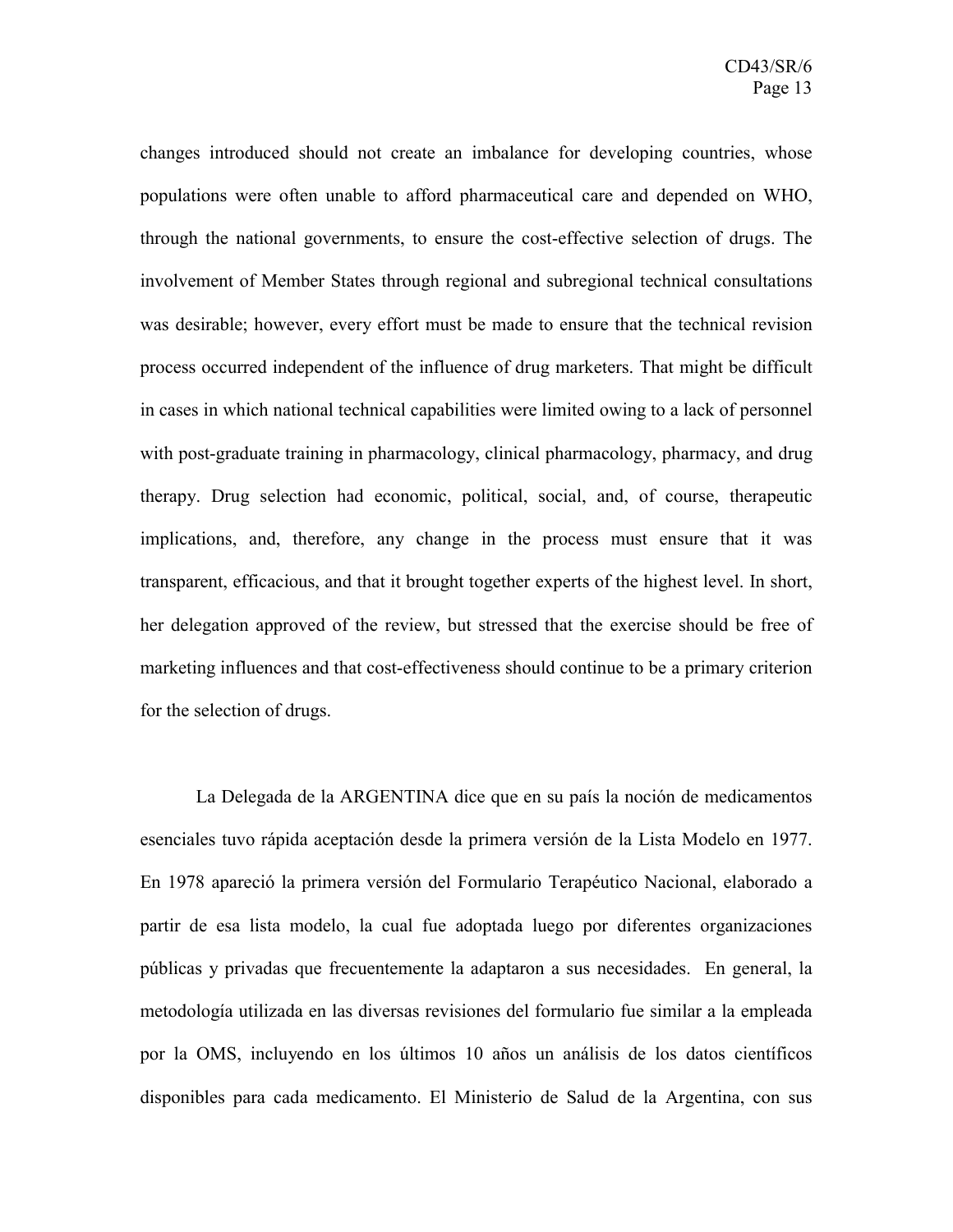changes introduced should not create an imbalance for developing countries, whose populations were often unable to afford pharmaceutical care and depended on WHO, through the national governments, to ensure the cost-effective selection of drugs. The involvement of Member States through regional and subregional technical consultations was desirable; however, every effort must be made to ensure that the technical revision process occurred independent of the influence of drug marketers. That might be difficult in cases in which national technical capabilities were limited owing to a lack of personnel with post-graduate training in pharmacology, clinical pharmacology, pharmacy, and drug therapy. Drug selection had economic, political, social, and, of course, therapeutic implications, and, therefore, any change in the process must ensure that it was transparent, efficacious, and that it brought together experts of the highest level. In short, her delegation approved of the review, but stressed that the exercise should be free of marketing influences and that cost-effectiveness should continue to be a primary criterion for the selection of drugs.

La Delegada de la ARGENTINA dice que en su país la noción de medicamentos esenciales tuvo rápida aceptación desde la primera versión de la Lista Modelo en 1977. En 1978 apareció la primera versión del Formulario Terapéutico Nacional, elaborado a partir de esa lista modelo, la cual fue adoptada luego por diferentes organizaciones públicas y privadas que frecuentemente la adaptaron a sus necesidades. En general, la metodología utilizada en las diversas revisiones del formulario fue similar a la empleada por la OMS, incluyendo en los últimos 10 años un análisis de los datos científicos disponibles para cada medicamento. El Ministerio de Salud de la Argentina, con sus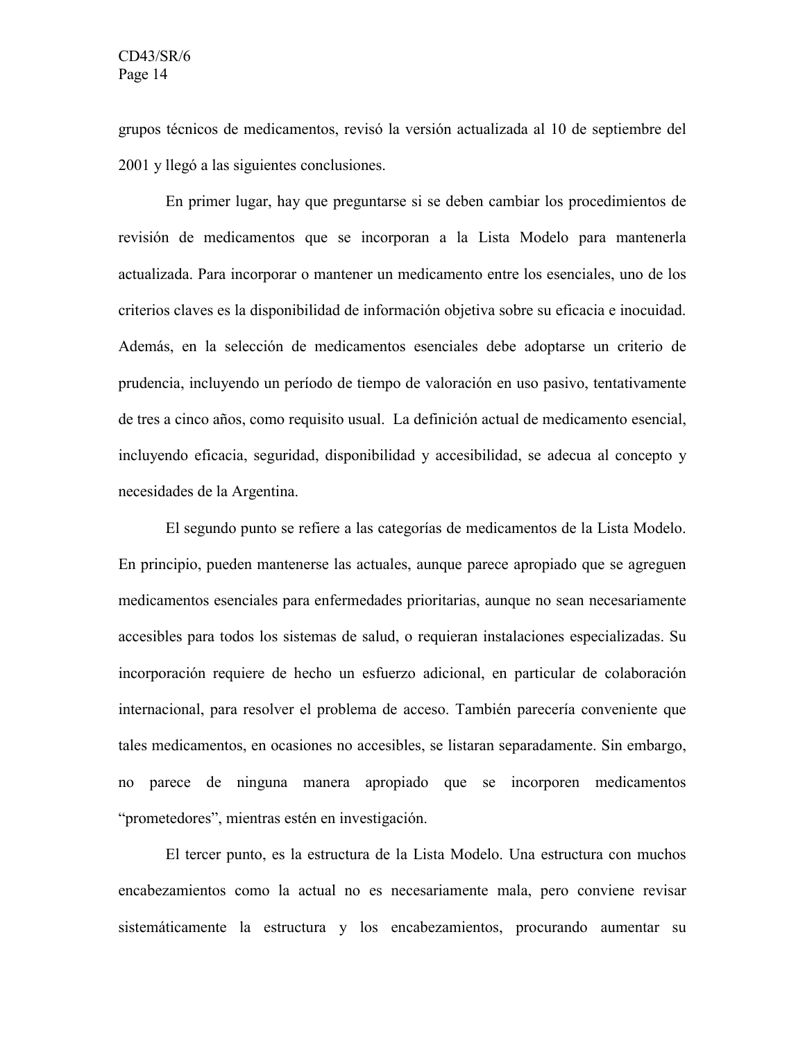grupos técnicos de medicamentos, revisó la versión actualizada al 10 de septiembre del 2001 y llegó a las siguientes conclusiones.

En primer lugar, hay que preguntarse si se deben cambiar los procedimientos de revisión de medicamentos que se incorporan a la Lista Modelo para mantenerla actualizada. Para incorporar o mantener un medicamento entre los esenciales, uno de los criterios claves es la disponibilidad de información objetiva sobre su eficacia e inocuidad. Además, en la selección de medicamentos esenciales debe adoptarse un criterio de prudencia, incluyendo un período de tiempo de valoración en uso pasivo, tentativamente de tres a cinco años, como requisito usual. La definición actual de medicamento esencial, incluyendo eficacia, seguridad, disponibilidad y accesibilidad, se adecua al concepto y necesidades de la Argentina.

El segundo punto se refiere a las categorías de medicamentos de la Lista Modelo. En principio, pueden mantenerse las actuales, aunque parece apropiado que se agreguen medicamentos esenciales para enfermedades prioritarias, aunque no sean necesariamente accesibles para todos los sistemas de salud, o requieran instalaciones especializadas. Su incorporación requiere de hecho un esfuerzo adicional, en particular de colaboración internacional, para resolver el problema de acceso. También parecería conveniente que tales medicamentos, en ocasiones no accesibles, se listaran separadamente. Sin embargo, no parece de ninguna manera apropiado que se incorporen medicamentos "prometedores", mientras estén en investigación.

El tercer punto, es la estructura de la Lista Modelo. Una estructura con muchos encabezamientos como la actual no es necesariamente mala, pero conviene revisar sistemáticamente la estructura y los encabezamientos, procurando aumentar su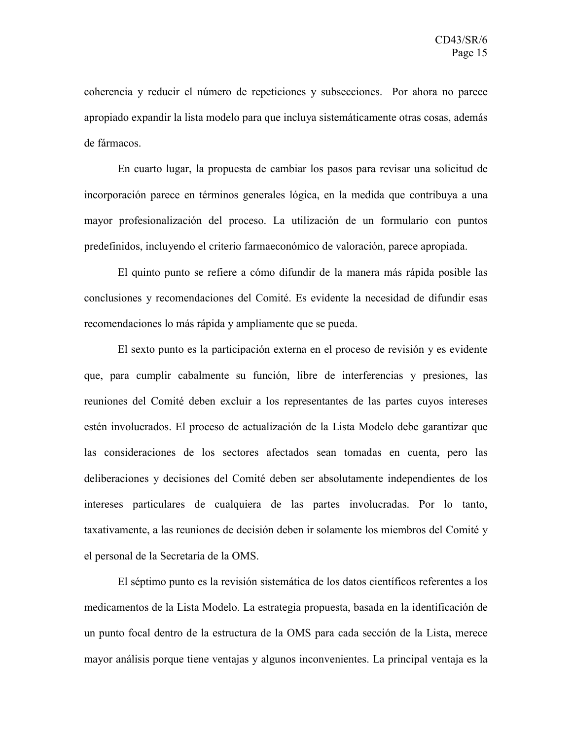coherencia y reducir el número de repeticiones y subsecciones. Por ahora no parece apropiado expandir la lista modelo para que incluya sistemáticamente otras cosas, además de fármacos.

En cuarto lugar, la propuesta de cambiar los pasos para revisar una solicitud de incorporación parece en términos generales lógica, en la medida que contribuya a una mayor profesionalización del proceso. La utilización de un formulario con puntos predefinidos, incluyendo el criterio farmaeconómico de valoración, parece apropiada.

El quinto punto se refiere a cómo difundir de la manera más rápida posible las conclusiones y recomendaciones del Comité. Es evidente la necesidad de difundir esas recomendaciones lo más rápida y ampliamente que se pueda.

El sexto punto es la participación externa en el proceso de revisión y es evidente que, para cumplir cabalmente su función, libre de interferencias y presiones, las reuniones del Comité deben excluir a los representantes de las partes cuyos intereses estén involucrados. El proceso de actualización de la Lista Modelo debe garantizar que las consideraciones de los sectores afectados sean tomadas en cuenta, pero las deliberaciones y decisiones del Comité deben ser absolutamente independientes de los intereses particulares de cualquiera de las partes involucradas. Por lo tanto, taxativamente, a las reuniones de decisión deben ir solamente los miembros del Comité y el personal de la Secretaría de la OMS.

El séptimo punto es la revisión sistemática de los datos científicos referentes a los medicamentos de la Lista Modelo. La estrategia propuesta, basada en la identificación de un punto focal dentro de la estructura de la OMS para cada sección de la Lista, merece mayor análisis porque tiene ventajas y algunos inconvenientes. La principal ventaja es la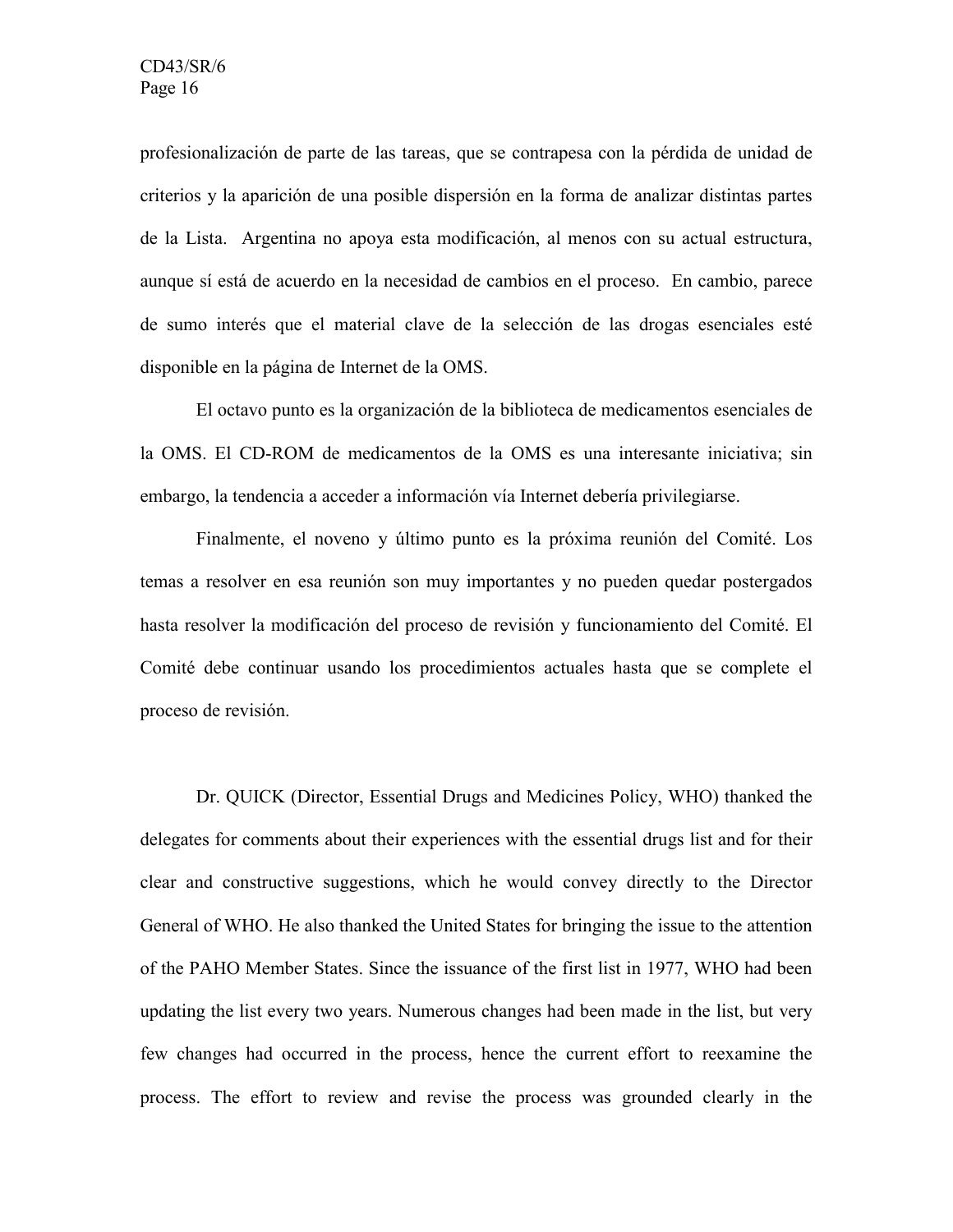profesionalización de parte de las tareas, que se contrapesa con la pérdida de unidad de criterios y la aparición de una posible dispersión en la forma de analizar distintas partes de la Lista. Argentina no apoya esta modificación, al menos con su actual estructura, aunque sí está de acuerdo en la necesidad de cambios en el proceso. En cambio, parece de sumo interés que el material clave de la selección de las drogas esenciales esté disponible en la página de Internet de la OMS.

El octavo punto es la organización de la biblioteca de medicamentos esenciales de la OMS. El CD-ROM de medicamentos de la OMS es una interesante iniciativa; sin embargo, la tendencia a acceder a información vía Internet debería privilegiarse.

Finalmente, el noveno y último punto es la próxima reunión del Comité. Los temas a resolver en esa reunión son muy importantes y no pueden quedar postergados hasta resolver la modificación del proceso de revisión y funcionamiento del Comité. El Comité debe continuar usando los procedimientos actuales hasta que se complete el proceso de revisión.

Dr. QUICK (Director, Essential Drugs and Medicines Policy, WHO) thanked the delegates for comments about their experiences with the essential drugs list and for their clear and constructive suggestions, which he would convey directly to the Director General of WHO. He also thanked the United States for bringing the issue to the attention of the PAHO Member States. Since the issuance of the first list in 1977, WHO had been updating the list every two years. Numerous changes had been made in the list, but very few changes had occurred in the process, hence the current effort to reexamine the process. The effort to review and revise the process was grounded clearly in the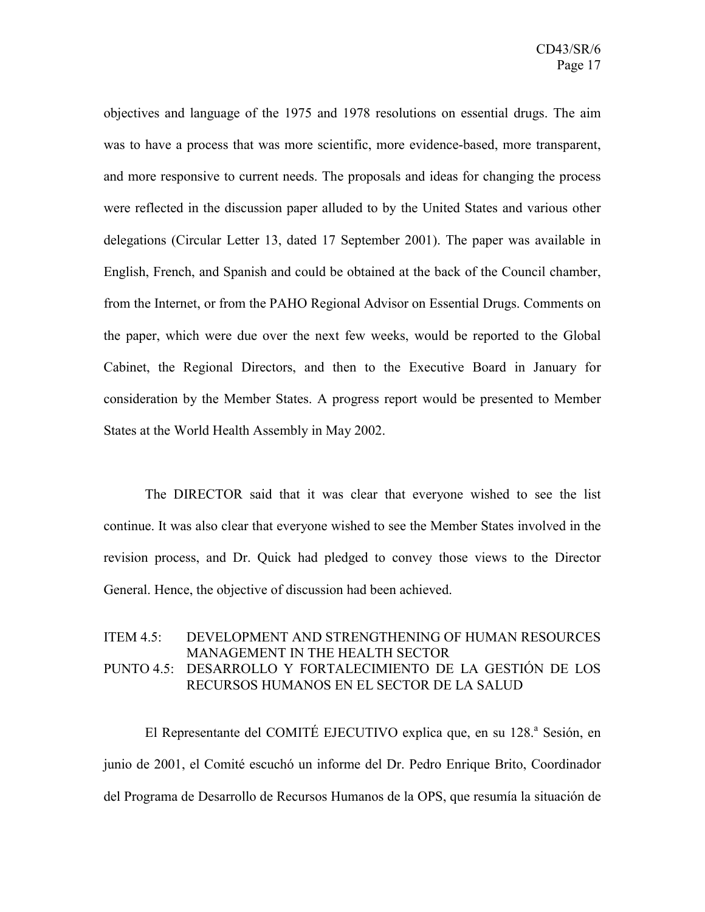objectives and language of the 1975 and 1978 resolutions on essential drugs. The aim was to have a process that was more scientific, more evidence-based, more transparent, and more responsive to current needs. The proposals and ideas for changing the process were reflected in the discussion paper alluded to by the United States and various other delegations (Circular Letter 13, dated 17 September 2001). The paper was available in English, French, and Spanish and could be obtained at the back of the Council chamber, from the Internet, or from the PAHO Regional Advisor on Essential Drugs. Comments on the paper, which were due over the next few weeks, would be reported to the Global Cabinet, the Regional Directors, and then to the Executive Board in January for consideration by the Member States. A progress report would be presented to Member States at the World Health Assembly in May 2002.

The DIRECTOR said that it was clear that everyone wished to see the list continue. It was also clear that everyone wished to see the Member States involved in the revision process, and Dr. Quick had pledged to convey those views to the Director General. Hence, the objective of discussion had been achieved.

## ITEM 4.5: DEVELOPMENT AND STRENGTHENING OF HUMAN RESOURCES MANAGEMENT IN THE HEALTH SECTOR
## PUNTO 4.5: DESARROLLO Y FORTALECIMIENTO DE LA GESTIÓN DE LOS RECURSOS HUMANOS EN EL SECTOR DE LA SALUD

El Representante del COMITÉ EJECUTIVO explica que, en su 128.ª Sesión, en junio de 2001, el Comité escuchó un informe del Dr. Pedro Enrique Brito, Coordinador del Programa de Desarrollo de Recursos Humanos de la OPS, que resumía la situación de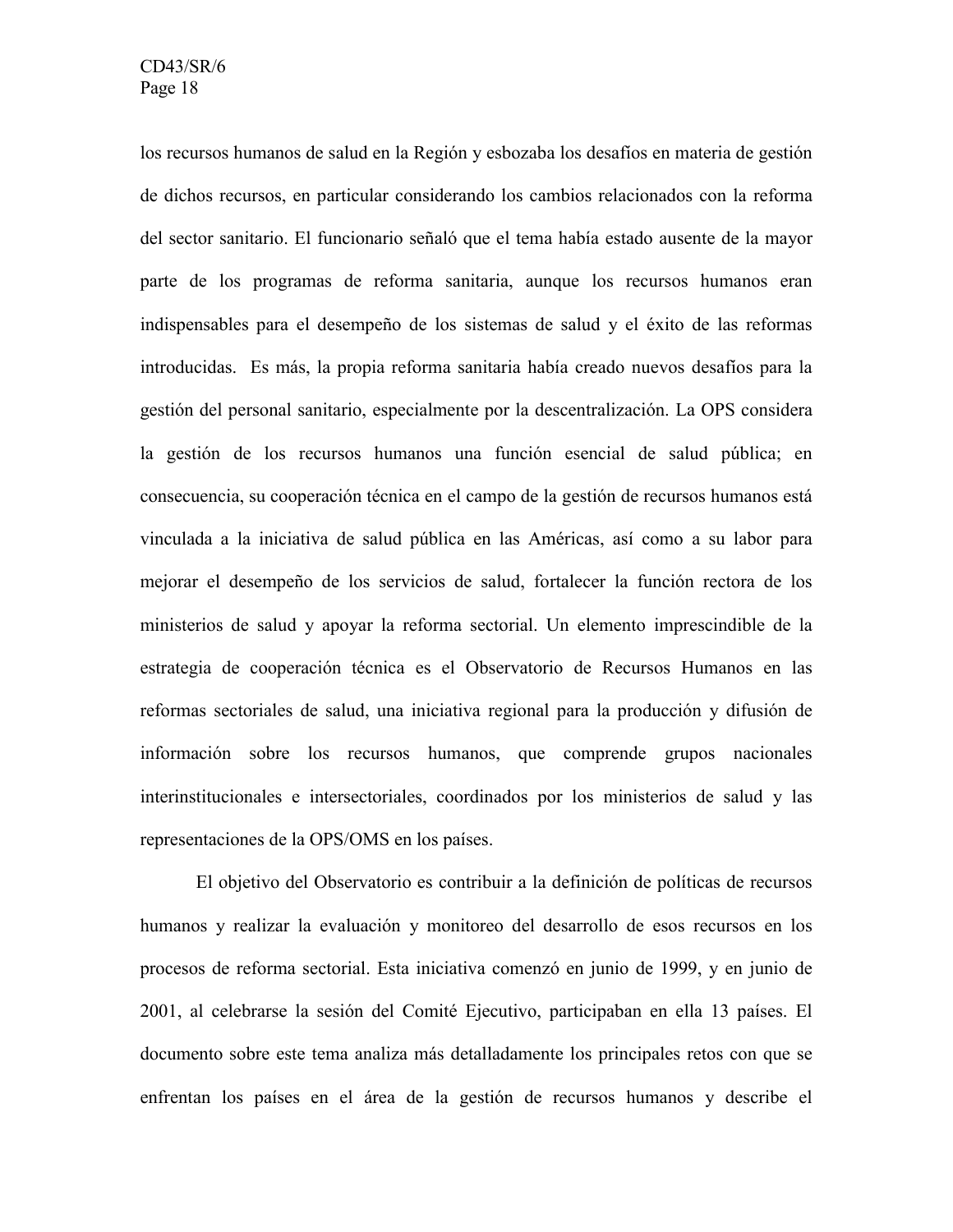los recursos humanos de salud en la Región y esbozaba los desafíos en materia de gestión de dichos recursos, en particular considerando los cambios relacionados con la reforma del sector sanitario. El funcionario señaló que el tema había estado ausente de la mayor parte de los programas de reforma sanitaria, aunque los recursos humanos eran indispensables para el desempeño de los sistemas de salud y el éxito de las reformas introducidas. Es más, la propia reforma sanitaria había creado nuevos desafíos para la gestión del personal sanitario, especialmente por la descentralización. La OPS considera la gestión de los recursos humanos una función esencial de salud pública; en consecuencia, su cooperación técnica en el campo de la gestión de recursos humanos está vinculada a la iniciativa de salud pública en las Américas, así como a su labor para mejorar el desempeño de los servicios de salud, fortalecer la función rectora de los ministerios de salud y apoyar la reforma sectorial. Un elemento imprescindible de la estrategia de cooperación técnica es el Observatorio de Recursos Humanos en las reformas sectoriales de salud, una iniciativa regional para la producción y difusión de información sobre los recursos humanos, que comprende grupos nacionales interinstitucionales e intersectoriales, coordinados por los ministerios de salud y las representaciones de la OPS/OMS en los países.

El objetivo del Observatorio es contribuir a la definición de políticas de recursos humanos y realizar la evaluación y monitoreo del desarrollo de esos recursos en los procesos de reforma sectorial. Esta iniciativa comenzó en junio de 1999, y en junio de 2001, al celebrarse la sesión del Comité Ejecutivo, participaban en ella 13 países. El documento sobre este tema analiza más detalladamente los principales retos con que se enfrentan los países en el área de la gestión de recursos humanos y describe el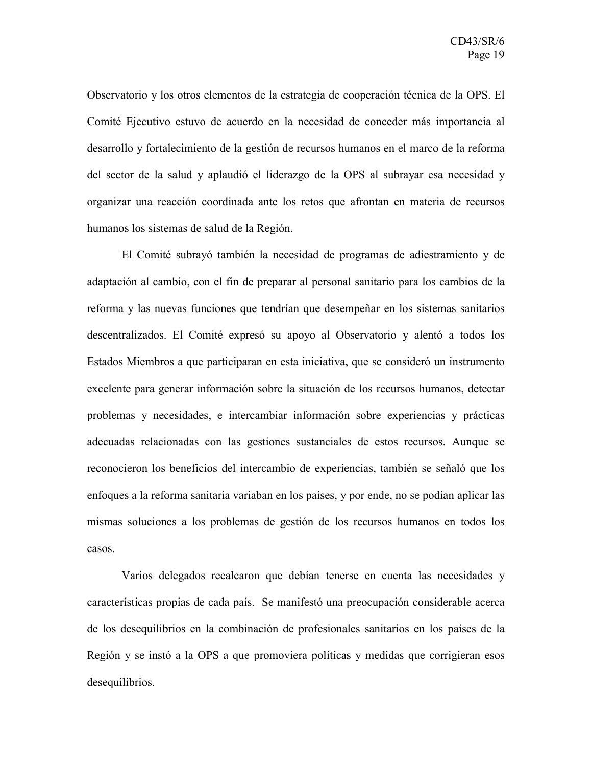Observatorio y los otros elementos de la estrategia de cooperación técnica de la OPS. El Comité Ejecutivo estuvo de acuerdo en la necesidad de conceder más importancia al desarrollo y fortalecimiento de la gestión de recursos humanos en el marco de la reforma del sector de la salud y aplaudió el liderazgo de la OPS al subrayar esa necesidad y organizar una reacción coordinada ante los retos que afrontan en materia de recursos humanos los sistemas de salud de la Región.

El Comité subrayó también la necesidad de programas de adiestramiento y de adaptación al cambio, con el fin de preparar al personal sanitario para los cambios de la reforma y las nuevas funciones que tendrían que desempeñar en los sistemas sanitarios descentralizados. El Comité expresó su apoyo al Observatorio y alentó a todos los Estados Miembros a que participaran en esta iniciativa, que se consideró un instrumento excelente para generar información sobre la situación de los recursos humanos, detectar problemas y necesidades, e intercambiar información sobre experiencias y prácticas adecuadas relacionadas con las gestiones sustanciales de estos recursos. Aunque se reconocieron los beneficios del intercambio de experiencias, también se señaló que los enfoques a la reforma sanitaria variaban en los países, y por ende, no se podían aplicar las mismas soluciones a los problemas de gestión de los recursos humanos en todos los casos.

Varios delegados recalcaron que debían tenerse en cuenta las necesidades y características propias de cada país. Se manifestó una preocupación considerable acerca de los desequilibrios en la combinación de profesionales sanitarios en los países de la Región y se instó a la OPS a que promoviera políticas y medidas que corrigieran esos desequilibrios.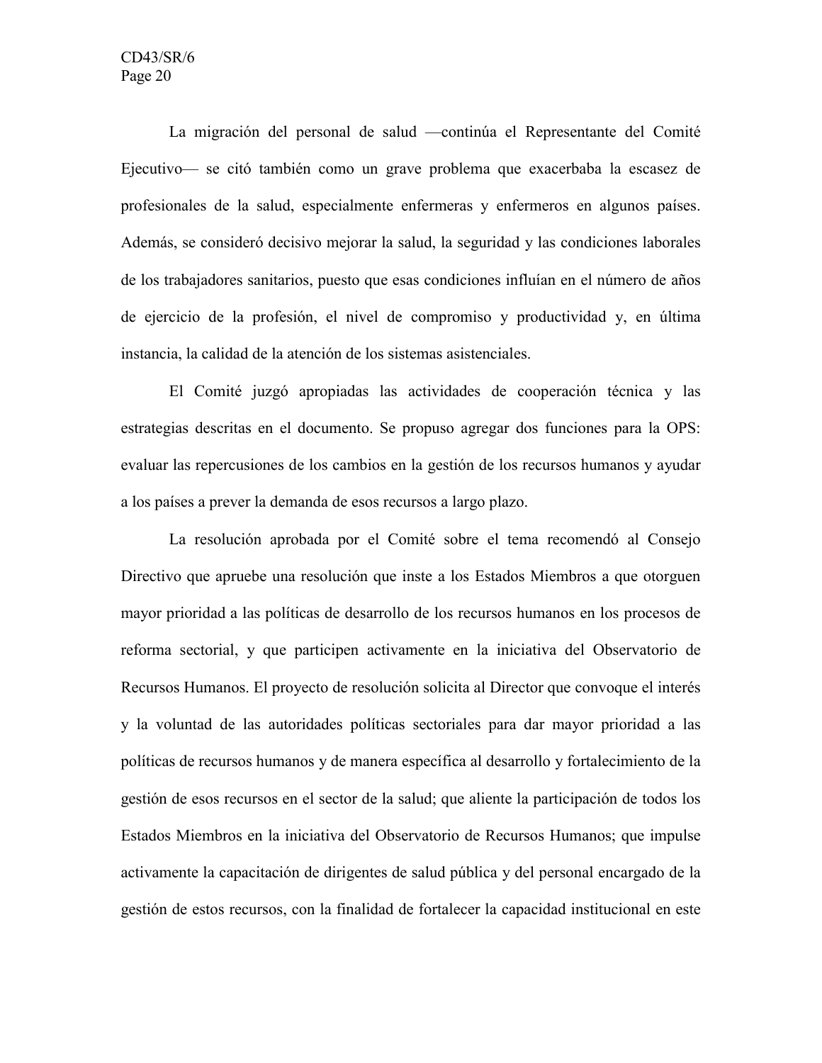La migración del personal de salud —continúa el Representante del Comité Ejecutivo— se citó también como un grave problema que exacerbaba la escasez de profesionales de la salud, especialmente enfermeras y enfermeros en algunos países. Además, se consideró decisivo mejorar la salud, la seguridad y las condiciones laborales de los trabajadores sanitarios, puesto que esas condiciones influían en el número de años de ejercicio de la profesión, el nivel de compromiso y productividad y, en última instancia, la calidad de la atención de los sistemas asistenciales.

El Comité juzgó apropiadas las actividades de cooperación técnica y las estrategias descritas en el documento. Se propuso agregar dos funciones para la OPS: evaluar las repercusiones de los cambios en la gestión de los recursos humanos y ayudar a los países a prever la demanda de esos recursos a largo plazo.

La resolución aprobada por el Comité sobre el tema recomendó al Consejo Directivo que apruebe una resolución que inste a los Estados Miembros a que otorguen mayor prioridad a las políticas de desarrollo de los recursos humanos en los procesos de reforma sectorial, y que participen activamente en la iniciativa del Observatorio de Recursos Humanos. El proyecto de resolución solicita al Director que convoque el interés y la voluntad de las autoridades políticas sectoriales para dar mayor prioridad a las políticas de recursos humanos y de manera específica al desarrollo y fortalecimiento de la gestión de esos recursos en el sector de la salud; que aliente la participación de todos los Estados Miembros en la iniciativa del Observatorio de Recursos Humanos; que impulse activamente la capacitación de dirigentes de salud pública y del personal encargado de la gestión de estos recursos, con la finalidad de fortalecer la capacidad institucional en este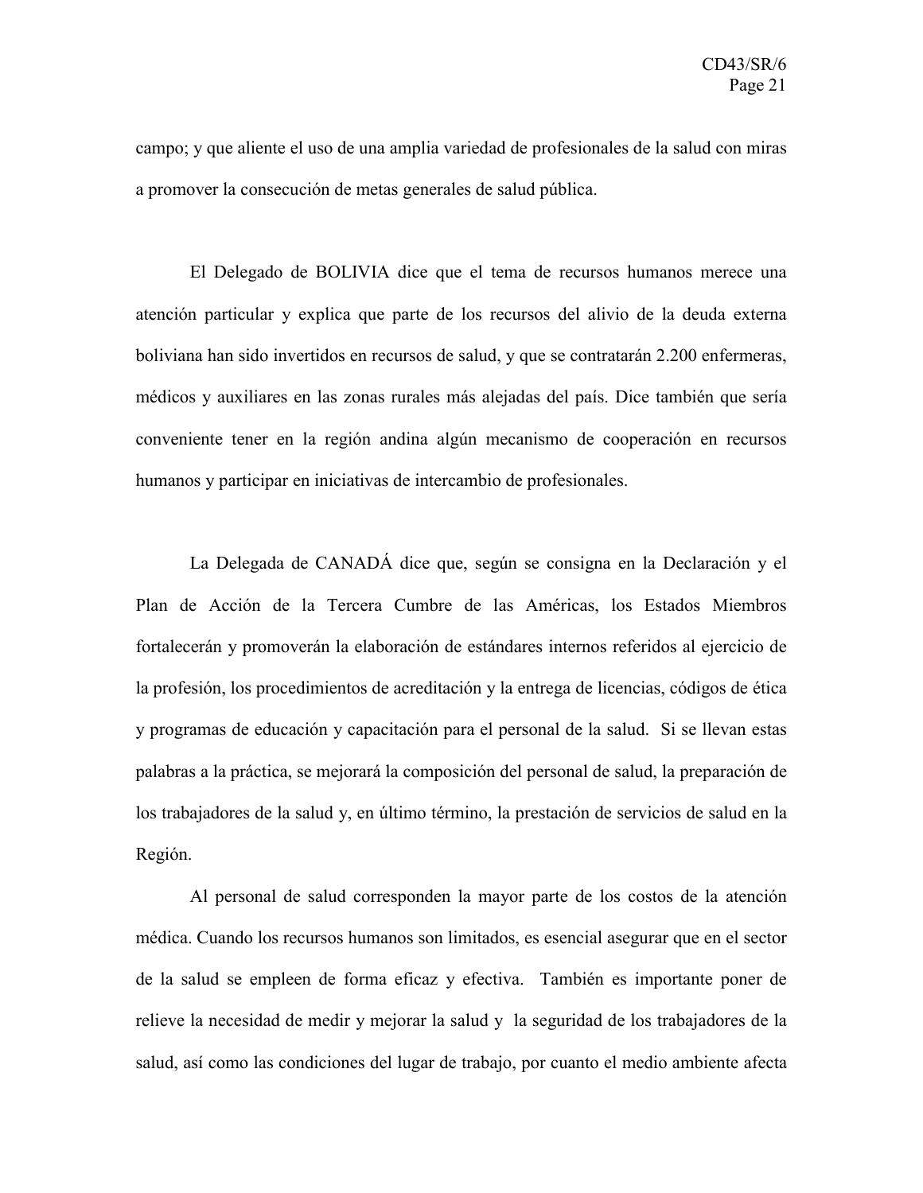campo; y que aliente el uso de una amplia variedad de profesionales de la salud con miras a promover la consecución de metas generales de salud pública.

El Delegado de BOLIVIA dice que el tema de recursos humanos merece una atención particular y explica que parte de los recursos del alivio de la deuda externa boliviana han sido invertidos en recursos de salud, y que se contratarán 2.200 enfermeras, médicos y auxiliares en las zonas rurales más alejadas del país. Dice también que sería conveniente tener en la región andina algún mecanismo de cooperación en recursos humanos y participar en iniciativas de intercambio de profesionales.

La Delegada de CANADÁ dice que, según se consigna en la Declaración y el Plan de Acción de la Tercera Cumbre de las Américas, los Estados Miembros fortalecerán y promoverán la elaboración de estándares internos referidos al ejercicio de la profesión, los procedimientos de acreditación y la entrega de licencias, códigos de ética y programas de educación y capacitación para el personal de la salud. Si se llevan estas palabras a la práctica, se mejorará la composición del personal de salud, la preparación de los trabajadores de la salud y, en último término, la prestación de servicios de salud en la Región.

Al personal de salud corresponden la mayor parte de los costos de la atención médica. Cuando los recursos humanos son limitados, es esencial asegurar que en el sector de la salud se empleen de forma eficaz y efectiva. También es importante poner de relieve la necesidad de medir y mejorar la salud y la seguridad de los trabajadores de la salud, así como las condiciones del lugar de trabajo, por cuanto el medio ambiente afecta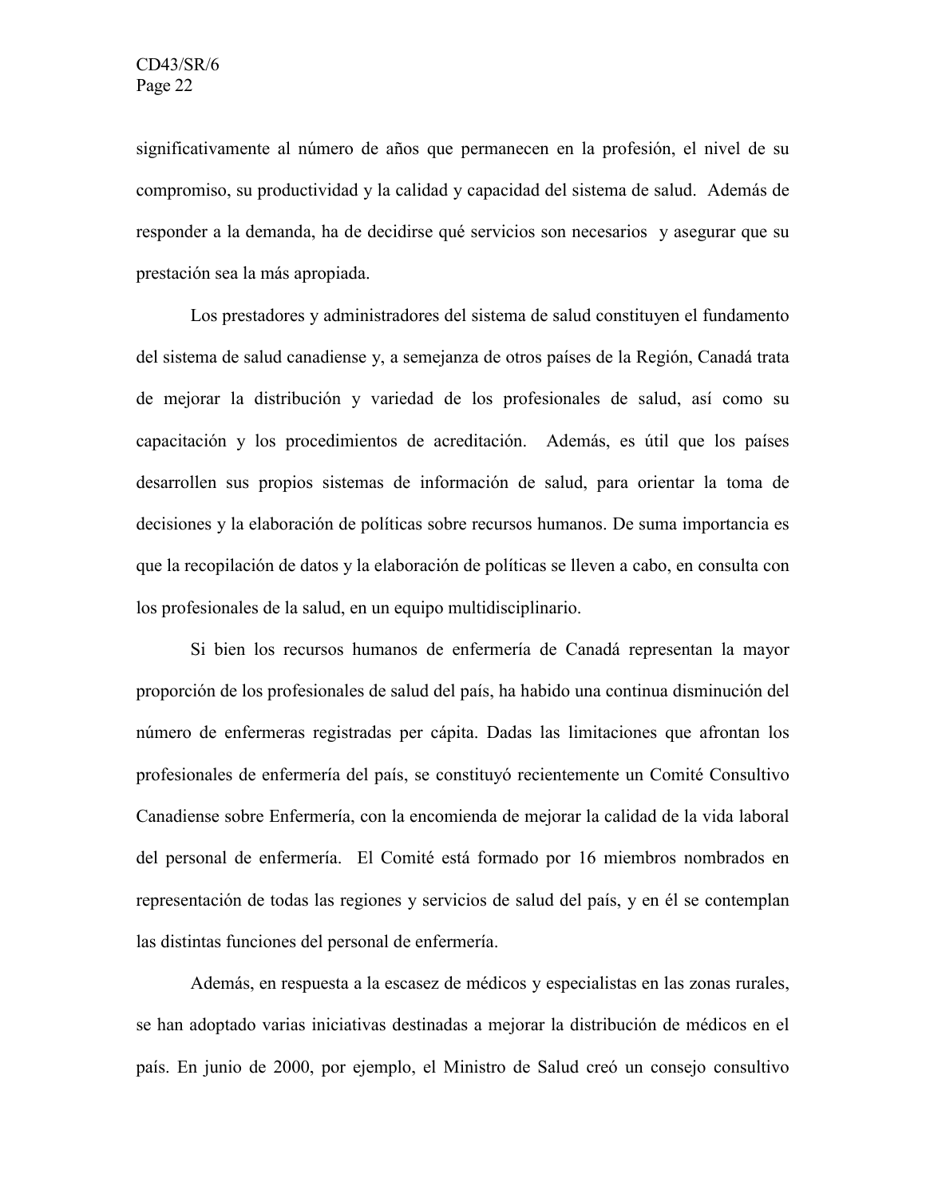significativamente al número de años que permanecen en la profesión, el nivel de su compromiso, su productividad y la calidad y capacidad del sistema de salud. Además de responder a la demanda, ha de decidirse qué servicios son necesarios y asegurar que su prestación sea la más apropiada.

Los prestadores y administradores del sistema de salud constituyen el fundamento del sistema de salud canadiense y, a semejanza de otros países de la Región, Canadá trata de mejorar la distribución y variedad de los profesionales de salud, así como su capacitación y los procedimientos de acreditación. Además, es útil que los países desarrollen sus propios sistemas de información de salud, para orientar la toma de decisiones y la elaboración de políticas sobre recursos humanos. De suma importancia es que la recopilación de datos y la elaboración de políticas se lleven a cabo, en consulta con los profesionales de la salud, en un equipo multidisciplinario.

Si bien los recursos humanos de enfermería de Canadá representan la mayor proporción de los profesionales de salud del país, ha habido una continua disminución del número de enfermeras registradas per cápita. Dadas las limitaciones que afrontan los profesionales de enfermería del país, se constituyó recientemente un Comité Consultivo Canadiense sobre Enfermería, con la encomienda de mejorar la calidad de la vida laboral del personal de enfermería. El Comité está formado por 16 miembros nombrados en representación de todas las regiones y servicios de salud del país, y en él se contemplan las distintas funciones del personal de enfermería.

Además, en respuesta a la escasez de médicos y especialistas en las zonas rurales, se han adoptado varias iniciativas destinadas a mejorar la distribución de médicos en el país. En junio de 2000, por ejemplo, el Ministro de Salud creó un consejo consultivo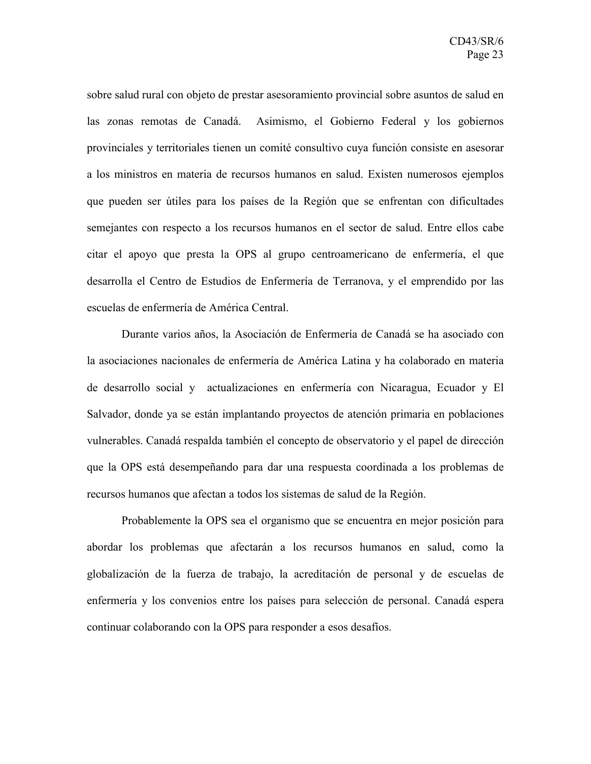sobre salud rural con objeto de prestar asesoramiento provincial sobre asuntos de salud en las zonas remotas de Canadá. Asimismo, el Gobierno Federal y los gobiernos provinciales y territoriales tienen un comité consultivo cuya función consiste en asesorar a los ministros en materia de recursos humanos en salud. Existen numerosos ejemplos que pueden ser útiles para los países de la Región que se enfrentan con dificultades semejantes con respecto a los recursos humanos en el sector de salud. Entre ellos cabe citar el apoyo que presta la OPS al grupo centroamericano de enfermería, el que desarrolla el Centro de Estudios de Enfermería de Terranova, y el emprendido por las escuelas de enfermería de América Central.

Durante varios años, la Asociación de Enfermería de Canadá se ha asociado con la asociaciones nacionales de enfermería de América Latina y ha colaborado en materia de desarrollo social y actualizaciones en enfermería con Nicaragua, Ecuador y El Salvador, donde ya se están implantando proyectos de atención primaria en poblaciones vulnerables. Canadá respalda también el concepto de observatorio y el papel de dirección que la OPS está desempeñando para dar una respuesta coordinada a los problemas de recursos humanos que afectan a todos los sistemas de salud de la Región.

Probablemente la OPS sea el organismo que se encuentra en mejor posición para abordar los problemas que afectarán a los recursos humanos en salud, como la globalización de la fuerza de trabajo, la acreditación de personal y de escuelas de enfermería y los convenios entre los países para selección de personal. Canadá espera continuar colaborando con la OPS para responder a esos desafíos.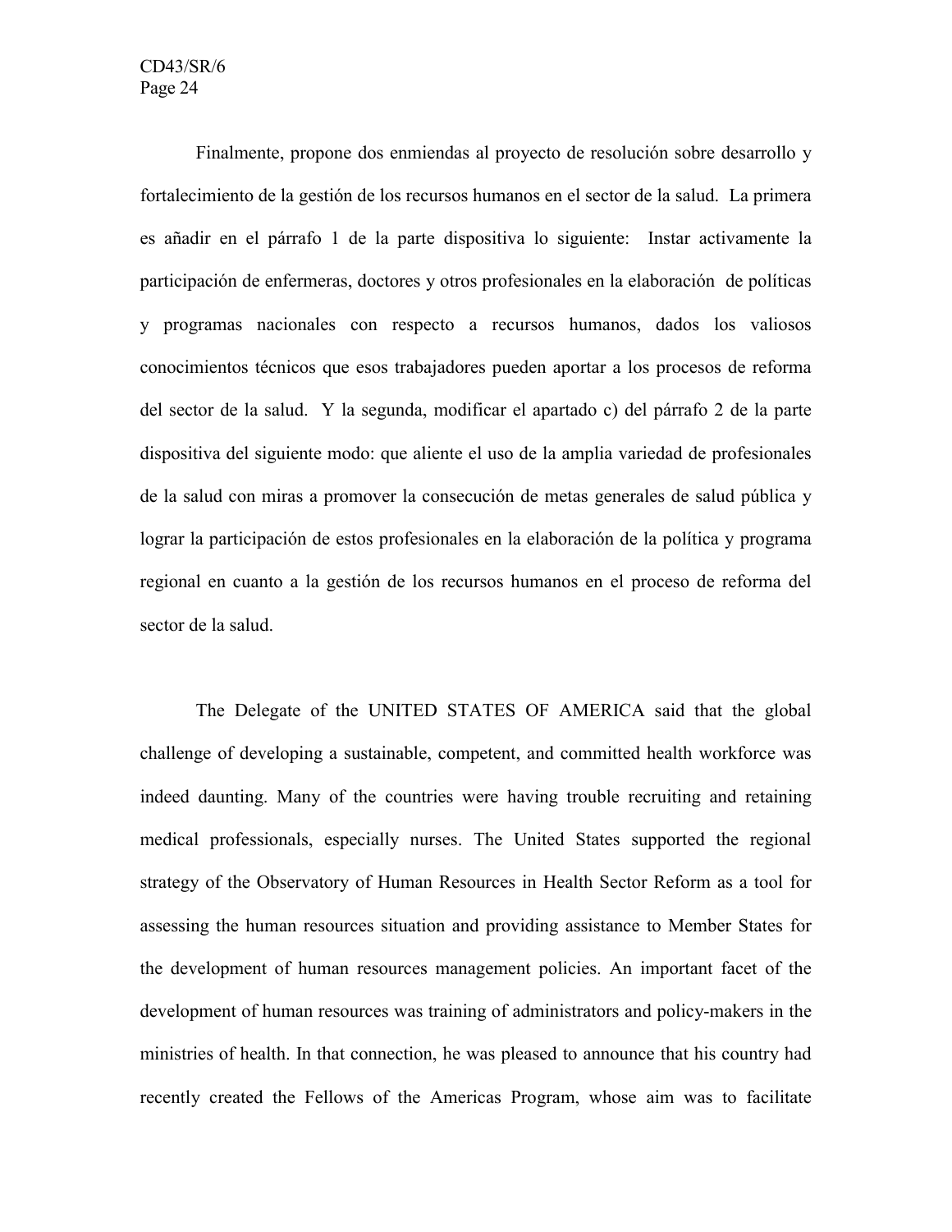Finalmente, propone dos enmiendas al proyecto de resolución sobre desarrollo y fortalecimiento de la gestión de los recursos humanos en el sector de la salud. La primera es añadir en el párrafo 1 de la parte dispositiva lo siguiente: Instar activamente la participación de enfermeras, doctores y otros profesionales en la elaboración de políticas y programas nacionales con respecto a recursos humanos, dados los valiosos conocimientos técnicos que esos trabajadores pueden aportar a los procesos de reforma del sector de la salud. Y la segunda, modificar el apartado c) del párrafo 2 de la parte dispositiva del siguiente modo: que aliente el uso de la amplia variedad de profesionales de la salud con miras a promover la consecución de metas generales de salud pública y lograr la participación de estos profesionales en la elaboración de la política y programa regional en cuanto a la gestión de los recursos humanos en el proceso de reforma del sector de la salud.

The Delegate of the UNITED STATES OF AMERICA said that the global challenge of developing a sustainable, competent, and committed health workforce was indeed daunting. Many of the countries were having trouble recruiting and retaining medical professionals, especially nurses. The United States supported the regional strategy of the Observatory of Human Resources in Health Sector Reform as a tool for assessing the human resources situation and providing assistance to Member States for the development of human resources management policies. An important facet of the development of human resources was training of administrators and policy-makers in the ministries of health. In that connection, he was pleased to announce that his country had recently created the Fellows of the Americas Program, whose aim was to facilitate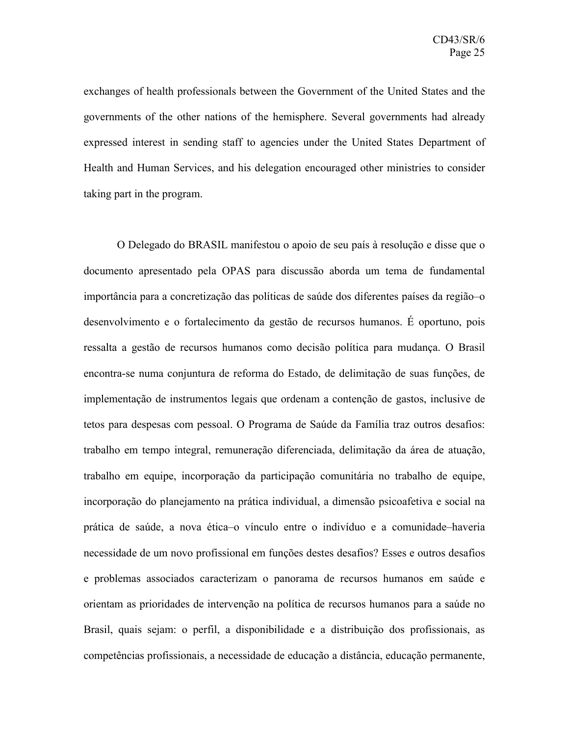exchanges of health professionals between the Government of the United States and the governments of the other nations of the hemisphere. Several governments had already expressed interest in sending staff to agencies under the United States Department of Health and Human Services, and his delegation encouraged other ministries to consider taking part in the program.

O Delegado do BRASIL manifestou o apoio de seu país à resolução e disse que o documento apresentado pela OPAS para discussão aborda um tema de fundamental importância para a concretização das políticas de saúde dos diferentes países da região–o desenvolvimento e o fortalecimento da gestão de recursos humanos. É oportuno, pois ressalta a gestão de recursos humanos como decisão política para mudança. O Brasil encontra-se numa conjuntura de reforma do Estado, de delimitação de suas funções, de implementação de instrumentos legais que ordenam a contenção de gastos, inclusive de tetos para despesas com pessoal. O Programa de Saúde da Família traz outros desafios: trabalho em tempo integral, remuneração diferenciada, delimitação da área de atuação, trabalho em equipe, incorporação da participação comunitária no trabalho de equipe, incorporação do planejamento na prática individual, a dimensão psicoafetiva e social na prática de saúde, a nova ética–o vínculo entre o indivíduo e a comunidade–haveria necessidade de um novo profissional em funções destes desafios? Esses e outros desafios e problemas associados caracterizam o panorama de recursos humanos em saúde e orientam as prioridades de intervenção na política de recursos humanos para a saúde no Brasil, quais sejam: o perfil, a disponibilidade e a distribuição dos profissionais, as competências profissionais, a necessidade de educação a distância, educação permanente,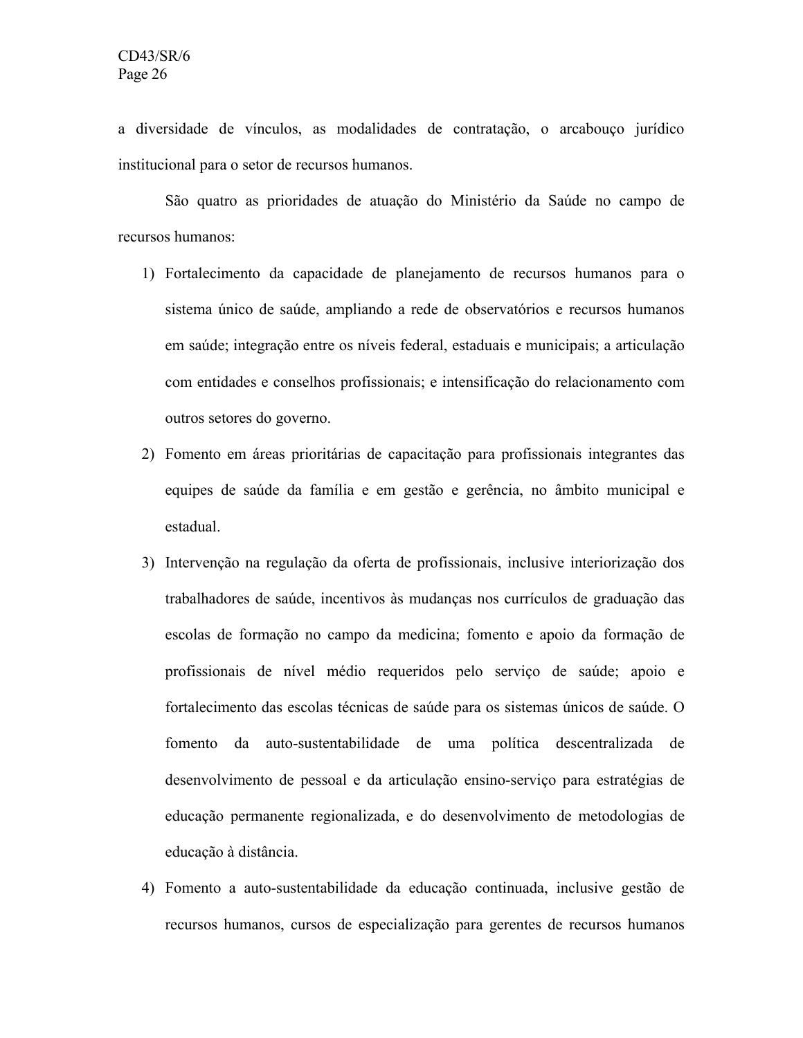a diversidade de vínculos, as modalidades de contratação, o arcabouço jurídico institucional para o setor de recursos humanos.

São quatro as prioridades de atuação do Ministério da Saúde no campo de recursos humanos:

1) Fortalecimento da capacidade de planejamento de recursos humanos para o sistema único de saúde, ampliando a rede de observatórios e recursos humanos em saúde; integração entre os níveis federal, estaduais e municipais; a articulação com entidades e conselhos profissionais; e intensificação do relacionamento com outros setores do governo.

2) Fomento em áreas prioritárias de capacitação para profissionais integrantes das equipes de saúde da família e em gestão e gerência, no âmbito municipal e estadual.

3) Intervenção na regulação da oferta de profissionais, inclusive interiorização dos trabalhadores de saúde, incentivos às mudanças nos currículos de graduação das escolas de formação no campo da medicina; fomento e apoio da formação de profissionais de nível médio requeridos pelo serviço de saúde; apoio e fortalecimento das escolas técnicas de saúde para os sistemas únicos de saúde. O fomento da auto-sustentabilidade de uma política descentralizada de desenvolvimento de pessoal e da articulação ensino-serviço para estratégias de educação permanente regionalizada, e do desenvolvimento de metodologias de educação à distância.

4) Fomento a auto-sustentabilidade da educação continuada, inclusive gestão de recursos humanos, cursos de especialização para gerentes de recursos humanos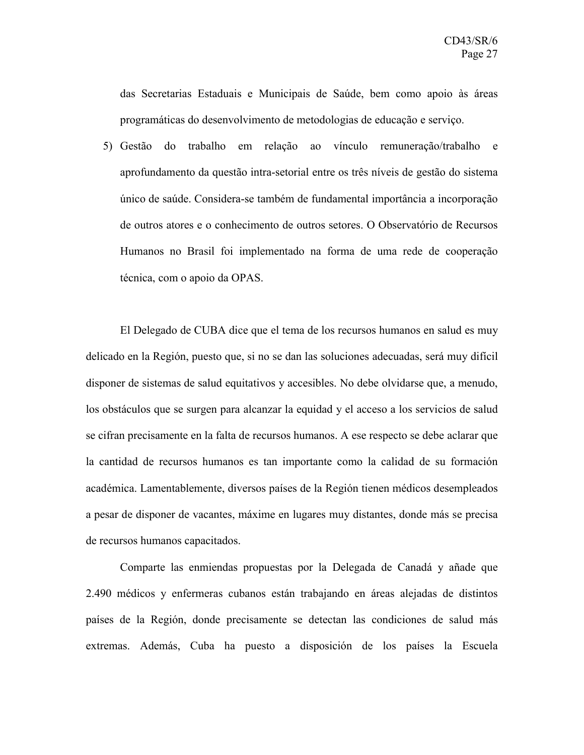das Secretarias Estaduais e Municipais de Saúde, bem como apoio às áreas programáticas do desenvolvimento de metodologias de educação e serviço.

5) Gestão do trabalho em relação ao vínculo remuneração/trabalho e aprofundamento da questão intra-setorial entre os três níveis de gestão do sistema único de saúde. Considera-se também de fundamental importância a incorporação de outros atores e o conhecimento de outros setores. O Observatório de Recursos Humanos no Brasil foi implementado na forma de uma rede de cooperação técnica, com o apoio da OPAS.

El Delegado de CUBA dice que el tema de los recursos humanos en salud es muy delicado en la Región, puesto que, si no se dan las soluciones adecuadas, será muy difícil disponer de sistemas de salud equitativos y accesibles. No debe olvidarse que, a menudo, los obstáculos que se surgen para alcanzar la equidad y el acceso a los servicios de salud se cifran precisamente en la falta de recursos humanos. A ese respecto se debe aclarar que la cantidad de recursos humanos es tan importante como la calidad de su formación académica. Lamentablemente, diversos países de la Región tienen médicos desempleados a pesar de disponer de vacantes, máxime en lugares muy distantes, donde más se precisa de recursos humanos capacitados.

Comparte las enmiendas propuestas por la Delegada de Canadá y añade que 2.490 médicos y enfermeras cubanos están trabajando en áreas alejadas de distintos países de la Región, donde precisamente se detectan las condiciones de salud más extremas. Además, Cuba ha puesto a disposición de los países la Escuela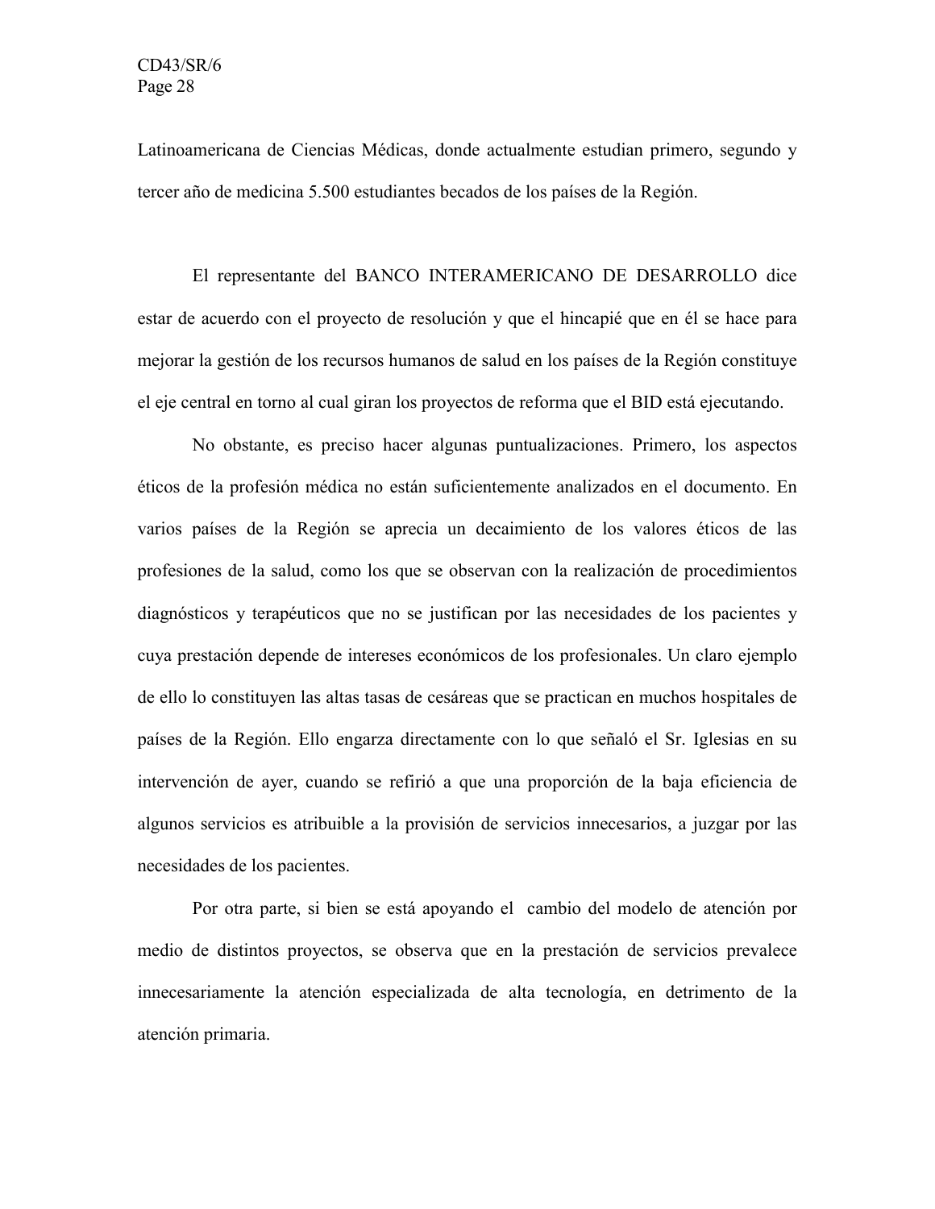Latinoamericana de Ciencias Médicas, donde actualmente estudian primero, segundo y tercer año de medicina 5.500 estudiantes becados de los países de la Región.

El representante del BANCO INTERAMERICANO DE DESARROLLO dice estar de acuerdo con el proyecto de resolución y que el hincapié que en él se hace para mejorar la gestión de los recursos humanos de salud en los países de la Región constituye el eje central en torno al cual giran los proyectos de reforma que el BID está ejecutando.

No obstante, es preciso hacer algunas puntualizaciones. Primero, los aspectos éticos de la profesión médica no están suficientemente analizados en el documento. En varios países de la Región se aprecia un decaimiento de los valores éticos de las profesiones de la salud, como los que se observan con la realización de procedimientos diagnósticos y terapéuticos que no se justifican por las necesidades de los pacientes y cuya prestación depende de intereses económicos de los profesionales. Un claro ejemplo de ello lo constituyen las altas tasas de cesáreas que se practican en muchos hospitales de países de la Región. Ello engarza directamente con lo que señaló el Sr. Iglesias en su intervención de ayer, cuando se refirió a que una proporción de la baja eficiencia de algunos servicios es atribuible a la provisión de servicios innecesarios, a juzgar por las necesidades de los pacientes.

Por otra parte, si bien se está apoyando el cambio del modelo de atención por medio de distintos proyectos, se observa que en la prestación de servicios prevalece innecesariamente la atención especializada de alta tecnología, en detrimento de la atención primaria.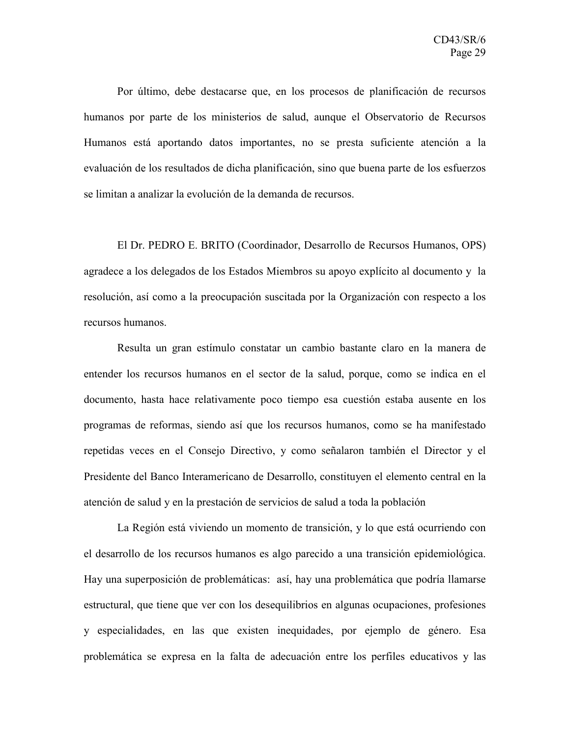Por último, debe destacarse que, en los procesos de planificación de recursos humanos por parte de los ministerios de salud, aunque el Observatorio de Recursos Humanos está aportando datos importantes, no se presta suficiente atención a la evaluación de los resultados de dicha planificación, sino que buena parte de los esfuerzos se limitan a analizar la evolución de la demanda de recursos.

El Dr. PEDRO E. BRITO (Coordinador, Desarrollo de Recursos Humanos, OPS) agradece a los delegados de los Estados Miembros su apoyo explícito al documento y la resolución, así como a la preocupación suscitada por la Organización con respecto a los recursos humanos.

Resulta un gran estímulo constatar un cambio bastante claro en la manera de entender los recursos humanos en el sector de la salud, porque, como se indica en el documento, hasta hace relativamente poco tiempo esa cuestión estaba ausente en los programas de reformas, siendo así que los recursos humanos, como se ha manifestado repetidas veces en el Consejo Directivo, y como señalaron también el Director y el Presidente del Banco Interamericano de Desarrollo, constituyen el elemento central en la atención de salud y en la prestación de servicios de salud a toda la población

La Región está viviendo un momento de transición, y lo que está ocurriendo con el desarrollo de los recursos humanos es algo parecido a una transición epidemiológica. Hay una superposición de problemáticas: así, hay una problemática que podría llamarse estructural, que tiene que ver con los desequilibrios en algunas ocupaciones, profesiones y especialidades, en las que existen inequidades, por ejemplo de género. Esa problemática se expresa en la falta de adecuación entre los perfiles educativos y las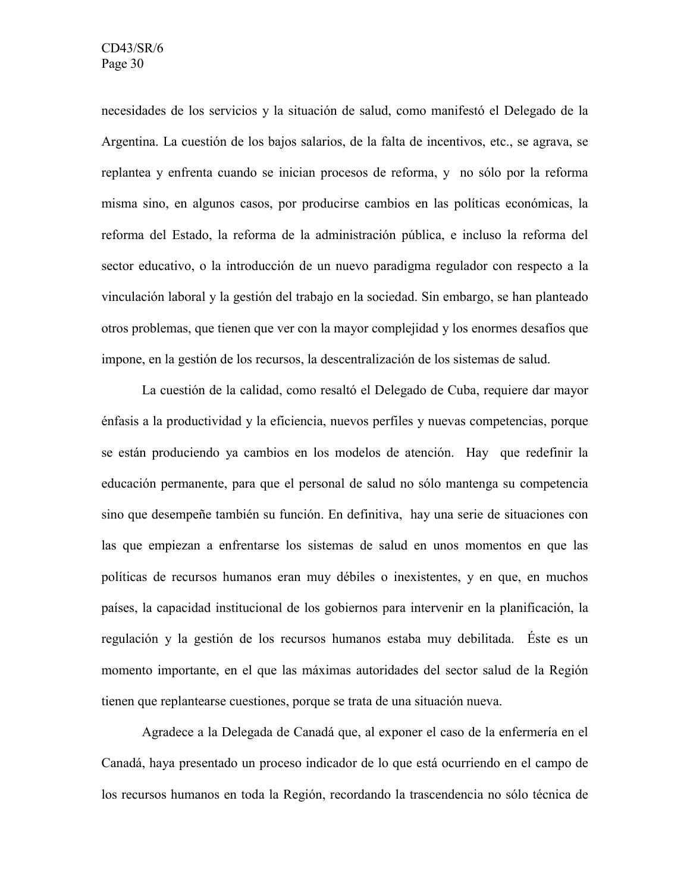necesidades de los servicios y la situación de salud, como manifestó el Delegado de la Argentina. La cuestión de los bajos salarios, de la falta de incentivos, etc., se agrava, se replantea y enfrenta cuando se inician procesos de reforma, y no sólo por la reforma misma sino, en algunos casos, por producirse cambios en las políticas económicas, la reforma del Estado, la reforma de la administración pública, e incluso la reforma del sector educativo, o la introducción de un nuevo paradigma regulador con respecto a la vinculación laboral y la gestión del trabajo en la sociedad. Sin embargo, se han planteado otros problemas, que tienen que ver con la mayor complejidad y los enormes desafíos que impone, en la gestión de los recursos, la descentralización de los sistemas de salud.

La cuestión de la calidad, como resaltó el Delegado de Cuba, requiere dar mayor énfasis a la productividad y la eficiencia, nuevos perfiles y nuevas competencias, porque se están produciendo ya cambios en los modelos de atención. Hay que redefinir la educación permanente, para que el personal de salud no sólo mantenga su competencia sino que desempeñe también su función. En definitiva, hay una serie de situaciones con las que empiezan a enfrentarse los sistemas de salud en unos momentos en que las políticas de recursos humanos eran muy débiles o inexistentes, y en que, en muchos países, la capacidad institucional de los gobiernos para intervenir en la planificación, la regulación y la gestión de los recursos humanos estaba muy debilitada. Éste es un momento importante, en el que las máximas autoridades del sector salud de la Región tienen que replantearse cuestiones, porque se trata de una situación nueva.

Agradece a la Delegada de Canadá que, al exponer el caso de la enfermería en el Canadá, haya presentado un proceso indicador de lo que está ocurriendo en el campo de los recursos humanos en toda la Región, recordando la trascendencia no sólo técnica de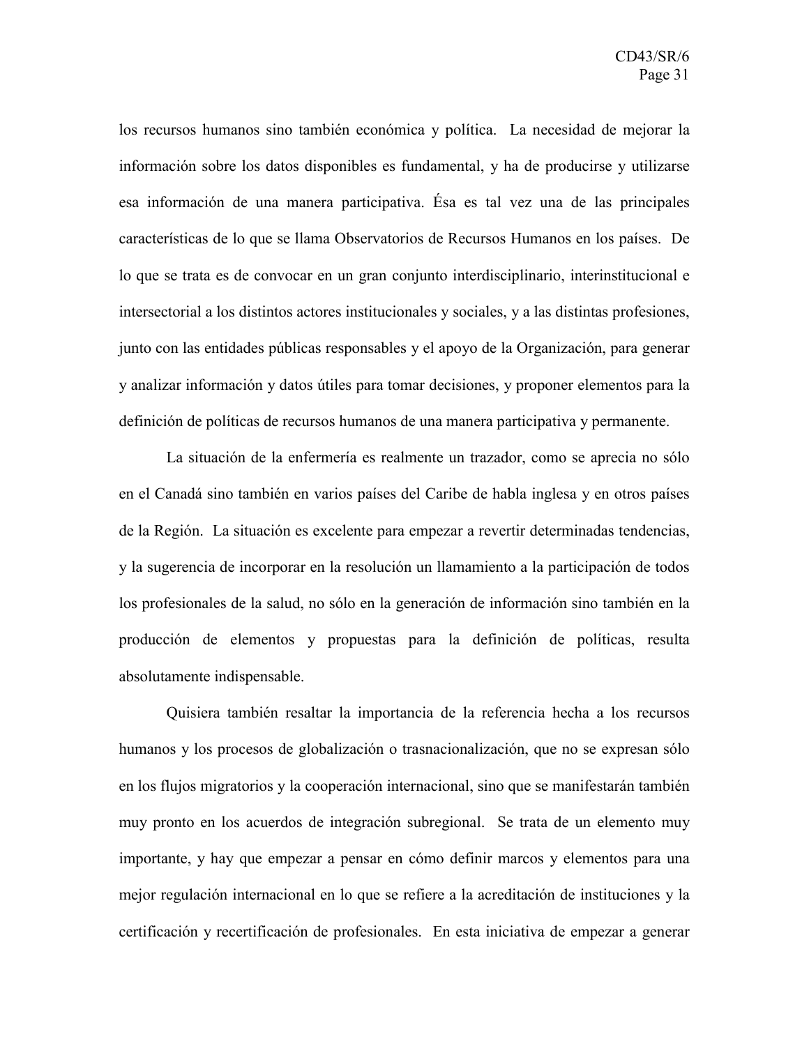los recursos humanos sino también económica y política. La necesidad de mejorar la información sobre los datos disponibles es fundamental, y ha de producirse y utilizarse esa información de una manera participativa. Ésa es tal vez una de las principales características de lo que se llama Observatorios de Recursos Humanos en los países. De lo que se trata es de convocar en un gran conjunto interdisciplinario, interinstitucional e intersectorial a los distintos actores institucionales y sociales, y a las distintas profesiones, junto con las entidades públicas responsables y el apoyo de la Organización, para generar y analizar información y datos útiles para tomar decisiones, y proponer elementos para la definición de políticas de recursos humanos de una manera participativa y permanente.

La situación de la enfermería es realmente un trazador, como se aprecia no sólo en el Canadá sino también en varios países del Caribe de habla inglesa y en otros países de la Región. La situación es excelente para empezar a revertir determinadas tendencias, y la sugerencia de incorporar en la resolución un llamamiento a la participación de todos los profesionales de la salud, no sólo en la generación de información sino también en la producción de elementos y propuestas para la definición de políticas, resulta absolutamente indispensable.

Quisiera también resaltar la importancia de la referencia hecha a los recursos humanos y los procesos de globalización o trasnacionalización, que no se expresan sólo en los flujos migratorios y la cooperación internacional, sino que se manifestarán también muy pronto en los acuerdos de integración subregional. Se trata de un elemento muy importante, y hay que empezar a pensar en cómo definir marcos y elementos para una mejor regulación internacional en lo que se refiere a la acreditación de instituciones y la certificación y recertificación de profesionales. En esta iniciativa de empezar a generar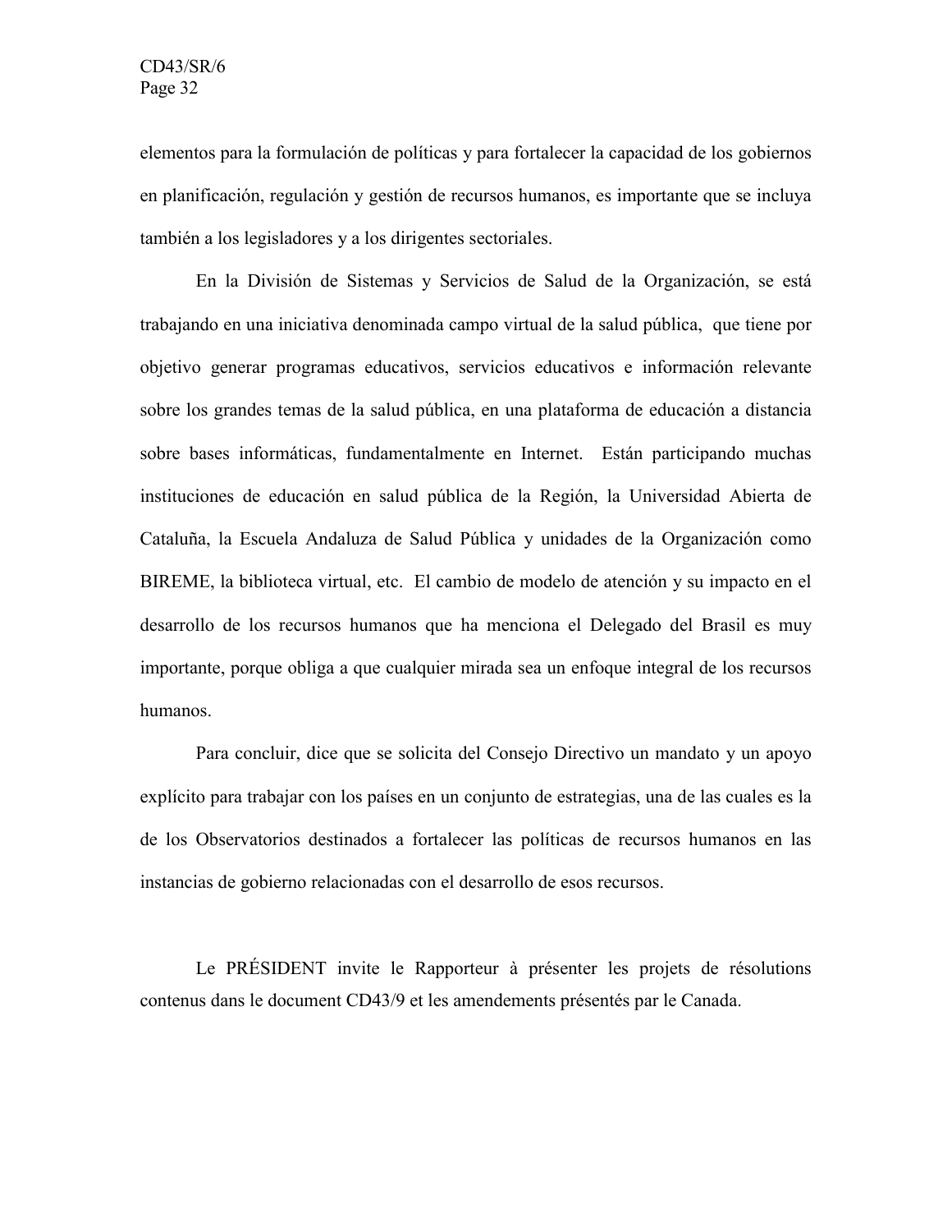elementos para la formulación de políticas y para fortalecer la capacidad de los gobiernos en planificación, regulación y gestión de recursos humanos, es importante que se incluya también a los legisladores y a los dirigentes sectoriales.

En la División de Sistemas y Servicios de Salud de la Organización, se está trabajando en una iniciativa denominada campo virtual de la salud pública, que tiene por objetivo generar programas educativos, servicios educativos e información relevante sobre los grandes temas de la salud pública, en una plataforma de educación a distancia sobre bases informáticas, fundamentalmente en Internet. Están participando muchas instituciones de educación en salud pública de la Región, la Universidad Abierta de Cataluña, la Escuela Andaluza de Salud Pública y unidades de la Organización como BIREME, la biblioteca virtual, etc. El cambio de modelo de atención y su impacto en el desarrollo de los recursos humanos que ha menciona el Delegado del Brasil es muy importante, porque obliga a que cualquier mirada sea un enfoque integral de los recursos humanos.

Para concluir, dice que se solicita del Consejo Directivo un mandato y un apoyo explícito para trabajar con los países en un conjunto de estrategias, una de las cuales es la de los Observatorios destinados a fortalecer las políticas de recursos humanos en las instancias de gobierno relacionadas con el desarrollo de esos recursos.

Le PRÉSIDENT invite le Rapporteur à présenter les projets de résolutions contenus dans le document CD43/9 et les amendements présentés par le Canada.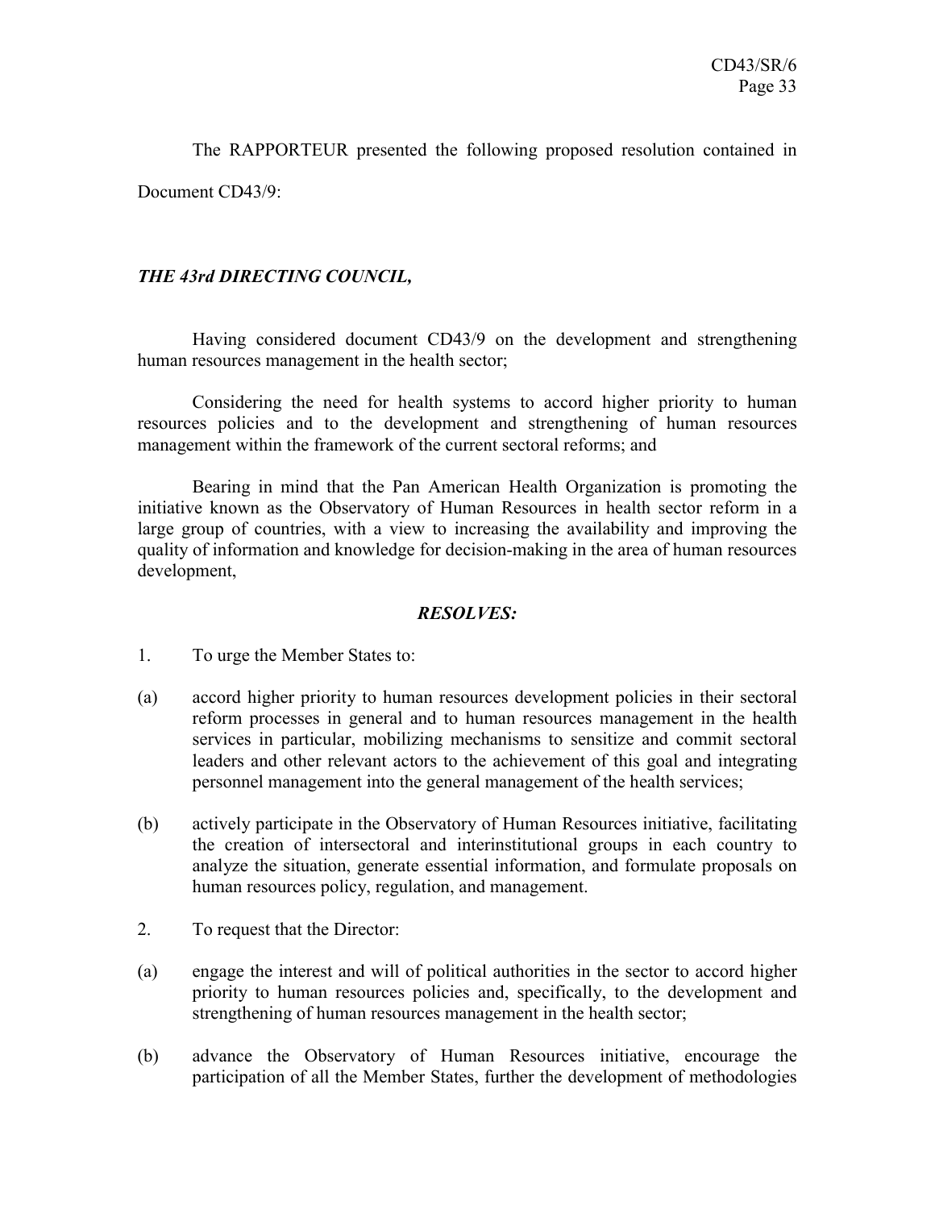The RAPPORTEUR presented the following proposed resolution contained in Document CD43/9:

***THE 43rd DIRECTING COUNCIL,***

Having considered document CD43/9 on the development and strengthening human resources management in the health sector;

Considering the need for health systems to accord higher priority to human resources policies and to the development and strengthening of human resources management within the framework of the current sectoral reforms; and

Bearing in mind that the Pan American Health Organization is promoting the initiative known as the Observatory of Human Resources in health sector reform in a large group of countries, with a view to increasing the availability and improving the quality of information and knowledge for decision-making in the area of human resources development,

***RESOLVES:***

1. To urge the Member States to:

(a) accord higher priority to human resources development policies in their sectoral reform processes in general and to human resources management in the health services in particular, mobilizing mechanisms to sensitize and commit sectoral leaders and other relevant actors to the achievement of this goal and integrating personnel management into the general management of the health services;

(b) actively participate in the Observatory of Human Resources initiative, facilitating the creation of intersectoral and interinstitutional groups in each country to analyze the situation, generate essential information, and formulate proposals on human resources policy, regulation, and management.

2. To request that the Director:

(a) engage the interest and will of political authorities in the sector to accord higher priority to human resources policies and, specifically, to the development and strengthening of human resources management in the health sector;

(b) advance the Observatory of Human Resources initiative, encourage the participation of all the Member States, further the development of methodologies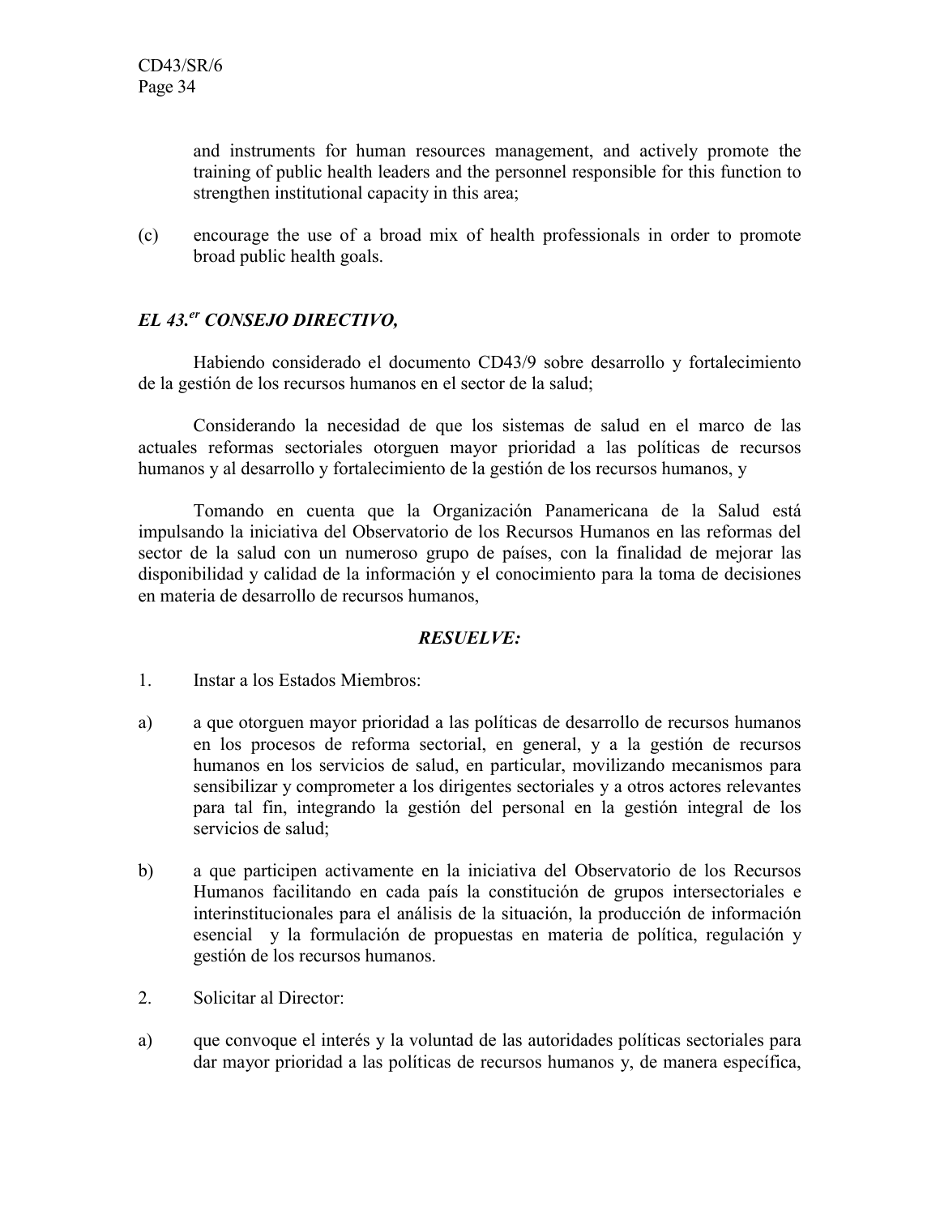and instruments for human resources management, and actively promote the training of public health leaders and the personnel responsible for this function to strengthen institutional capacity in this area;

(c) encourage the use of a broad mix of health professionals in order to promote broad public health goals.

***EL 43.er CONSEJO DIRECTIVO,***

Habiendo considerado el documento CD43/9 sobre desarrollo y fortalecimiento de la gestión de los recursos humanos en el sector de la salud;

Considerando la necesidad de que los sistemas de salud en el marco de las actuales reformas sectoriales otorguen mayor prioridad a las políticas de recursos humanos y al desarrollo y fortalecimiento de la gestión de los recursos humanos, y

Tomando en cuenta que la Organización Panamericana de la Salud está impulsando la iniciativa del Observatorio de los Recursos Humanos en las reformas del sector de la salud con un numeroso grupo de países, con la finalidad de mejorar las disponibilidad y calidad de la información y el conocimiento para la toma de decisiones en materia de desarrollo de recursos humanos,

***RESUELVE:***

1. Instar a los Estados Miembros:

a) a que otorguen mayor prioridad a las políticas de desarrollo de recursos humanos en los procesos de reforma sectorial, en general, y a la gestión de recursos humanos en los servicios de salud, en particular, movilizando mecanismos para sensibilizar y comprometer a los dirigentes sectoriales y a otros actores relevantes para tal fin, integrando la gestión del personal en la gestión integral de los servicios de salud;

b) a que participen activamente en la iniciativa del Observatorio de los Recursos Humanos facilitando en cada país la constitución de grupos intersectoriales e interinstitucionales para el análisis de la situación, la producción de información esencial y la formulación de propuestas en materia de política, regulación y gestión de los recursos humanos.

2. Solicitar al Director:

a) que convoque el interés y la voluntad de las autoridades políticas sectoriales para dar mayor prioridad a las políticas de recursos humanos y, de manera específica,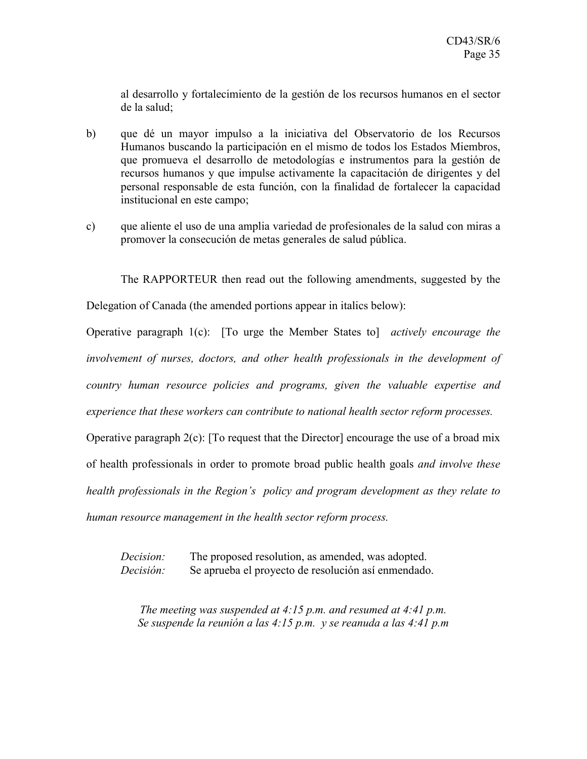al desarrollo y fortalecimiento de la gestión de los recursos humanos en el sector de la salud;

b) que dé un mayor impulso a la iniciativa del Observatorio de los Recursos Humanos buscando la participación en el mismo de todos los Estados Miembros, que promueva el desarrollo de metodologías e instrumentos para la gestión de recursos humanos y que impulse activamente la capacitación de dirigentes y del personal responsable de esta función, con la finalidad de fortalecer la capacidad institucional en este campo;

c) que aliente el uso de una amplia variedad de profesionales de la salud con miras a promover la consecución de metas generales de salud pública.

The RAPPORTEUR then read out the following amendments, suggested by the Delegation of Canada (the amended portions appear in italics below):

Operative paragraph 1(c): [To urge the Member States to] *actively encourage the involvement of nurses, doctors, and other health professionals in the development of country human resource policies and programs, given the valuable expertise and experience that these workers can contribute to national health sector reform processes.*

Operative paragraph 2(c): [To request that the Director] encourage the use of a broad mix of health professionals in order to promote broad public health goals *and involve these health professionals in the Region's policy and program development as they relate to human resource management in the health sector reform process.*

*Decision:* The proposed resolution, as amended, was adopted.
*Decisión:* Se aprueba el proyecto de resolución así enmendado.

*The meeting was suspended at 4:15 p.m. and resumed at 4:41 p.m.*
*Se suspende la reunión a las 4:15 p.m. y se reanuda a las 4:41 p.m*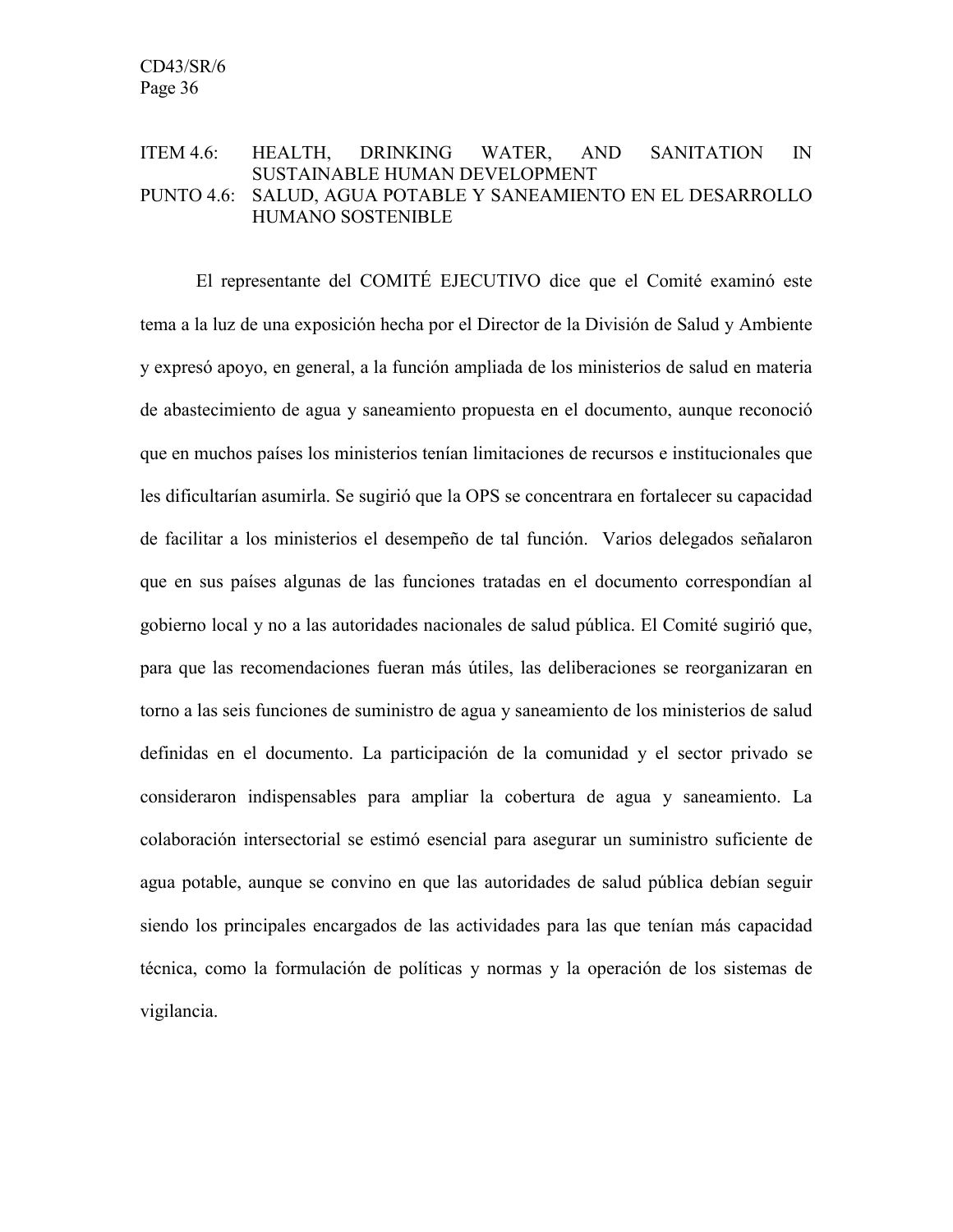## ITEM 4.6: HEALTH, DRINKING WATER, AND SANITATION IN SUSTAINABLE HUMAN DEVELOPMENT
## PUNTO 4.6: SALUD, AGUA POTABLE Y SANEAMIENTO EN EL DESARROLLO HUMANO SOSTENIBLE

El representante del COMITÉ EJECUTIVO dice que el Comité examinó este tema a la luz de una exposición hecha por el Director de la División de Salud y Ambiente y expresó apoyo, en general, a la función ampliada de los ministerios de salud en materia de abastecimiento de agua y saneamiento propuesta en el documento, aunque reconoció que en muchos países los ministerios tenían limitaciones de recursos e institucionales que les dificultarían asumirla. Se sugirió que la OPS se concentrara en fortalecer su capacidad de facilitar a los ministerios el desempeño de tal función. Varios delegados señalaron que en sus países algunas de las funciones tratadas en el documento correspondían al gobierno local y no a las autoridades nacionales de salud pública. El Comité sugirió que, para que las recomendaciones fueran más útiles, las deliberaciones se reorganizaran en torno a las seis funciones de suministro de agua y saneamiento de los ministerios de salud definidas en el documento. La participación de la comunidad y el sector privado se consideraron indispensables para ampliar la cobertura de agua y saneamiento. La colaboración intersectorial se estimó esencial para asegurar un suministro suficiente de agua potable, aunque se convino en que las autoridades de salud pública debían seguir siendo los principales encargados de las actividades para las que tenían más capacidad técnica, como la formulación de políticas y normas y la operación de los sistemas de vigilancia.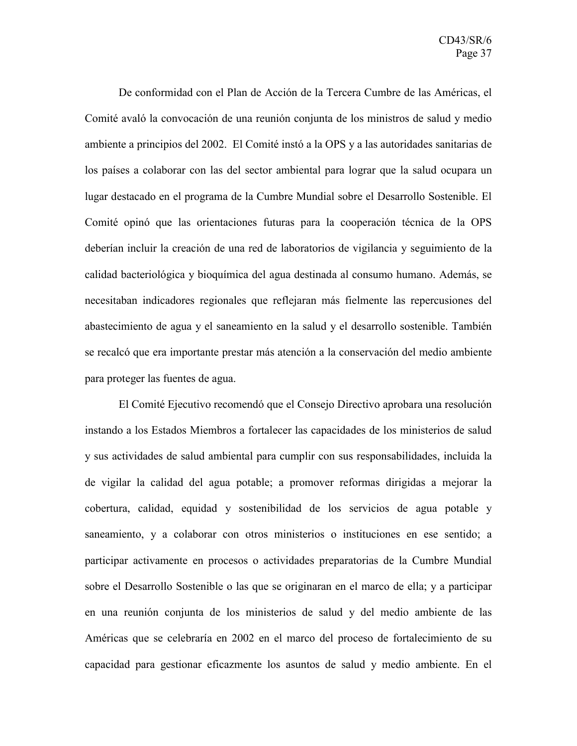De conformidad con el Plan de Acción de la Tercera Cumbre de las Américas, el Comité avaló la convocación de una reunión conjunta de los ministros de salud y medio ambiente a principios del 2002. El Comité instó a la OPS y a las autoridades sanitarias de los países a colaborar con las del sector ambiental para lograr que la salud ocupara un lugar destacado en el programa de la Cumbre Mundial sobre el Desarrollo Sostenible. El Comité opinó que las orientaciones futuras para la cooperación técnica de la OPS deberían incluir la creación de una red de laboratorios de vigilancia y seguimiento de la calidad bacteriológica y bioquímica del agua destinada al consumo humano. Además, se necesitaban indicadores regionales que reflejaran más fielmente las repercusiones del abastecimiento de agua y el saneamiento en la salud y el desarrollo sostenible. También se recalcó que era importante prestar más atención a la conservación del medio ambiente para proteger las fuentes de agua.

El Comité Ejecutivo recomendó que el Consejo Directivo aprobara una resolución instando a los Estados Miembros a fortalecer las capacidades de los ministerios de salud y sus actividades de salud ambiental para cumplir con sus responsabilidades, incluida la de vigilar la calidad del agua potable; a promover reformas dirigidas a mejorar la cobertura, calidad, equidad y sostenibilidad de los servicios de agua potable y saneamiento, y a colaborar con otros ministerios o instituciones en ese sentido; a participar activamente en procesos o actividades preparatorias de la Cumbre Mundial sobre el Desarrollo Sostenible o las que se originaran en el marco de ella; y a participar en una reunión conjunta de los ministerios de salud y del medio ambiente de las Américas que se celebraría en 2002 en el marco del proceso de fortalecimiento de su capacidad para gestionar eficazmente los asuntos de salud y medio ambiente. En el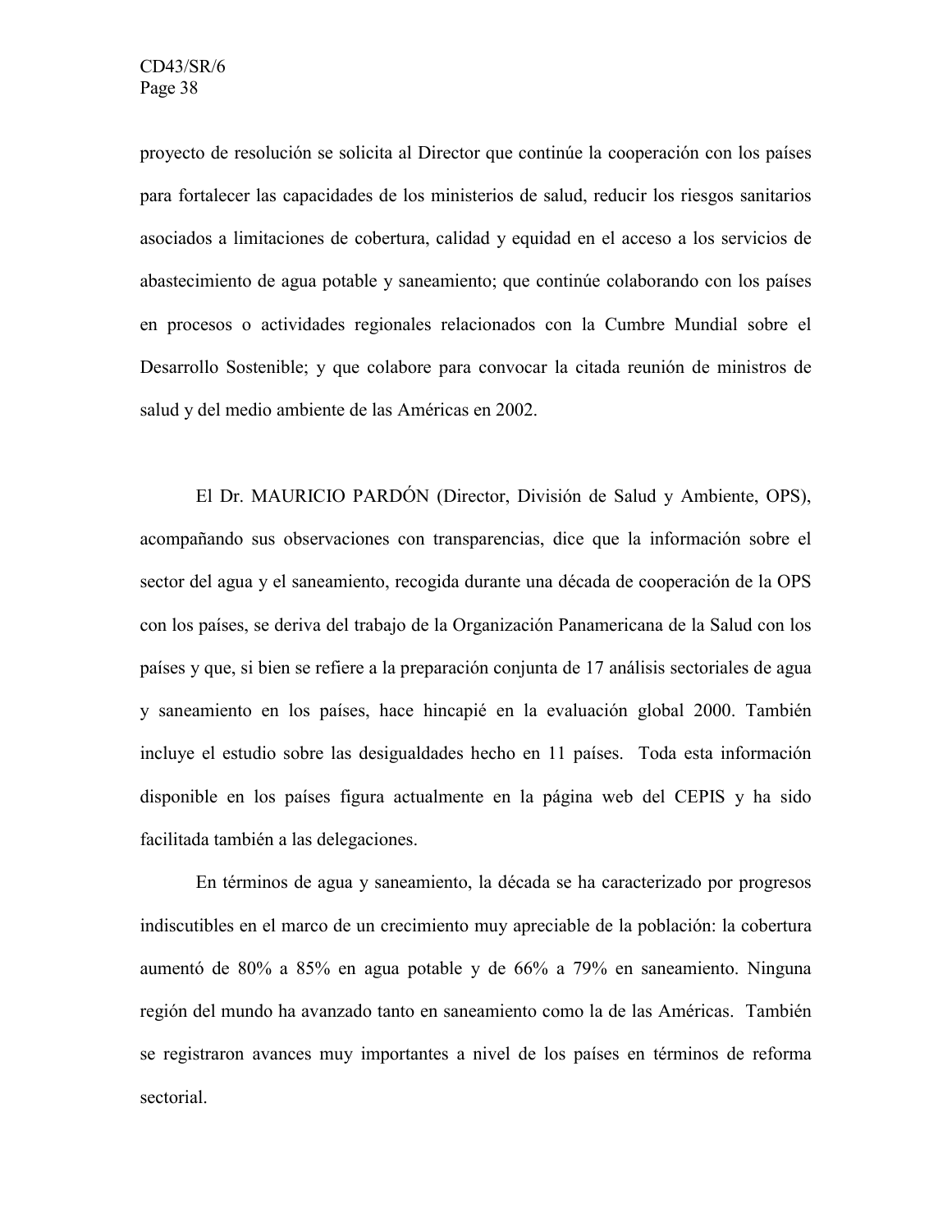proyecto de resolución se solicita al Director que continúe la cooperación con los países para fortalecer las capacidades de los ministerios de salud, reducir los riesgos sanitarios asociados a limitaciones de cobertura, calidad y equidad en el acceso a los servicios de abastecimiento de agua potable y saneamiento; que continúe colaborando con los países en procesos o actividades regionales relacionados con la Cumbre Mundial sobre el Desarrollo Sostenible; y que colabore para convocar la citada reunión de ministros de salud y del medio ambiente de las Américas en 2002.

El Dr. MAURICIO PARDÓN (Director, División de Salud y Ambiente, OPS), acompañando sus observaciones con transparencias, dice que la información sobre el sector del agua y el saneamiento, recogida durante una década de cooperación de la OPS con los países, se deriva del trabajo de la Organización Panamericana de la Salud con los países y que, si bien se refiere a la preparación conjunta de 17 análisis sectoriales de agua y saneamiento en los países, hace hincapié en la evaluación global 2000. También incluye el estudio sobre las desigualdades hecho en 11 países. Toda esta información disponible en los países figura actualmente en la página web del CEPIS y ha sido facilitada también a las delegaciones.

En términos de agua y saneamiento, la década se ha caracterizado por progresos indiscutibles en el marco de un crecimiento muy apreciable de la población: la cobertura aumentó de 80% a 85% en agua potable y de 66% a 79% en saneamiento. Ninguna región del mundo ha avanzado tanto en saneamiento como la de las Américas. También se registraron avances muy importantes a nivel de los países en términos de reforma sectorial.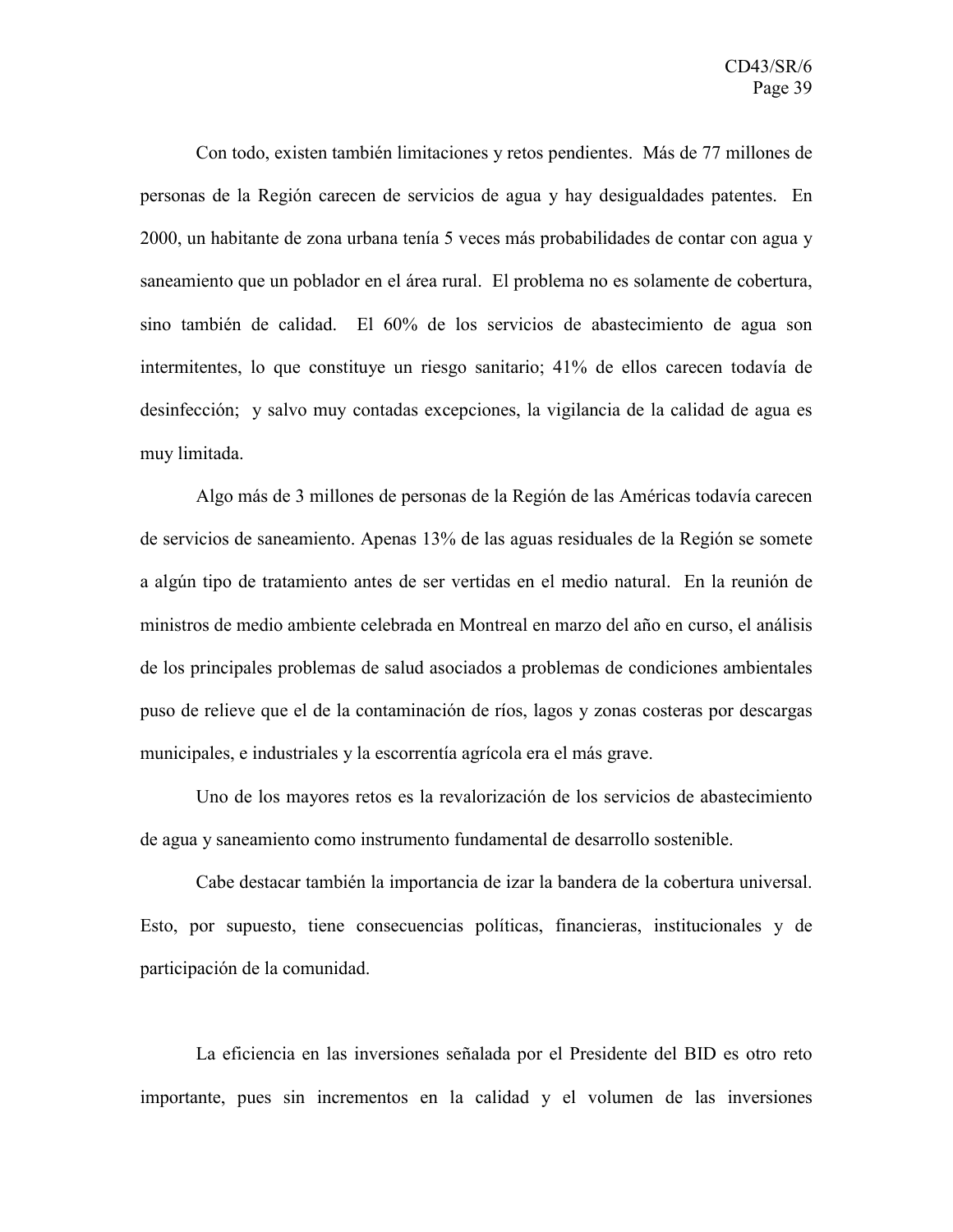Con todo, existen también limitaciones y retos pendientes. Más de 77 millones de personas de la Región carecen de servicios de agua y hay desigualdades patentes. En 2000, un habitante de zona urbana tenía 5 veces más probabilidades de contar con agua y saneamiento que un poblador en el área rural. El problema no es solamente de cobertura, sino también de calidad. El 60% de los servicios de abastecimiento de agua son intermitentes, lo que constituye un riesgo sanitario; 41% de ellos carecen todavía de desinfección; y salvo muy contadas excepciones, la vigilancia de la calidad de agua es muy limitada.

Algo más de 3 millones de personas de la Región de las Américas todavía carecen de servicios de saneamiento. Apenas 13% de las aguas residuales de la Región se somete a algún tipo de tratamiento antes de ser vertidas en el medio natural. En la reunión de ministros de medio ambiente celebrada en Montreal en marzo del año en curso, el análisis de los principales problemas de salud asociados a problemas de condiciones ambientales puso de relieve que el de la contaminación de ríos, lagos y zonas costeras por descargas municipales, e industriales y la escorrentía agrícola era el más grave.

Uno de los mayores retos es la revalorización de los servicios de abastecimiento de agua y saneamiento como instrumento fundamental de desarrollo sostenible.

Cabe destacar también la importancia de izar la bandera de la cobertura universal. Esto, por supuesto, tiene consecuencias políticas, financieras, institucionales y de participación de la comunidad.

La eficiencia en las inversiones señalada por el Presidente del BID es otro reto importante, pues sin incrementos en la calidad y el volumen de las inversiones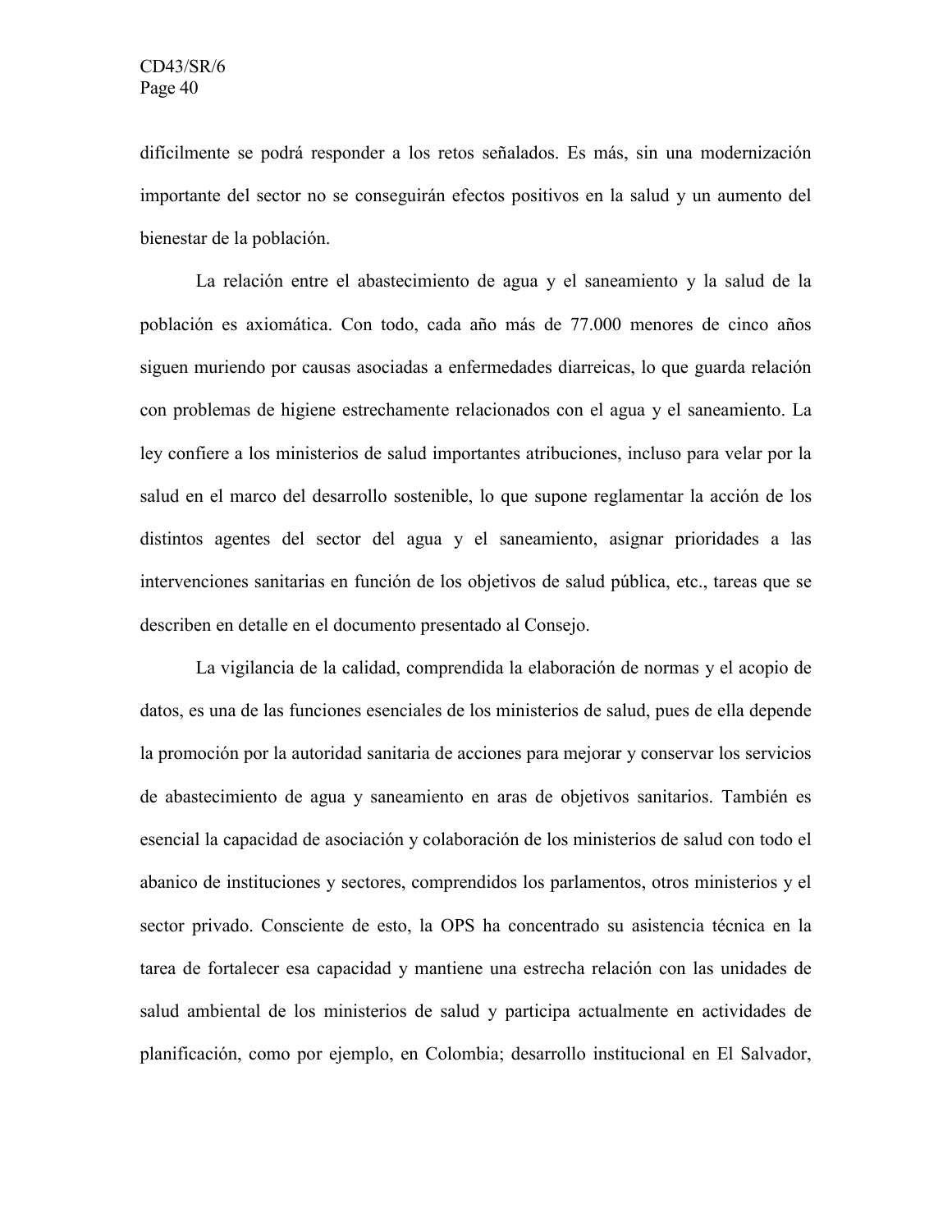difícilmente se podrá responder a los retos señalados. Es más, sin una modernización importante del sector no se conseguirán efectos positivos en la salud y un aumento del bienestar de la población.

La relación entre el abastecimiento de agua y el saneamiento y la salud de la población es axiomática. Con todo, cada año más de 77.000 menores de cinco años siguen muriendo por causas asociadas a enfermedades diarreicas, lo que guarda relación con problemas de higiene estrechamente relacionados con el agua y el saneamiento. La ley confiere a los ministerios de salud importantes atribuciones, incluso para velar por la salud en el marco del desarrollo sostenible, lo que supone reglamentar la acción de los distintos agentes del sector del agua y el saneamiento, asignar prioridades a las intervenciones sanitarias en función de los objetivos de salud pública, etc., tareas que se describen en detalle en el documento presentado al Consejo.

La vigilancia de la calidad, comprendida la elaboración de normas y el acopio de datos, es una de las funciones esenciales de los ministerios de salud, pues de ella depende la promoción por la autoridad sanitaria de acciones para mejorar y conservar los servicios de abastecimiento de agua y saneamiento en aras de objetivos sanitarios. También es esencial la capacidad de asociación y colaboración de los ministerios de salud con todo el abanico de instituciones y sectores, comprendidos los parlamentos, otros ministerios y el sector privado. Consciente de esto, la OPS ha concentrado su asistencia técnica en la tarea de fortalecer esa capacidad y mantiene una estrecha relación con las unidades de salud ambiental de los ministerios de salud y participa actualmente en actividades de planificación, como por ejemplo, en Colombia; desarrollo institucional en El Salvador,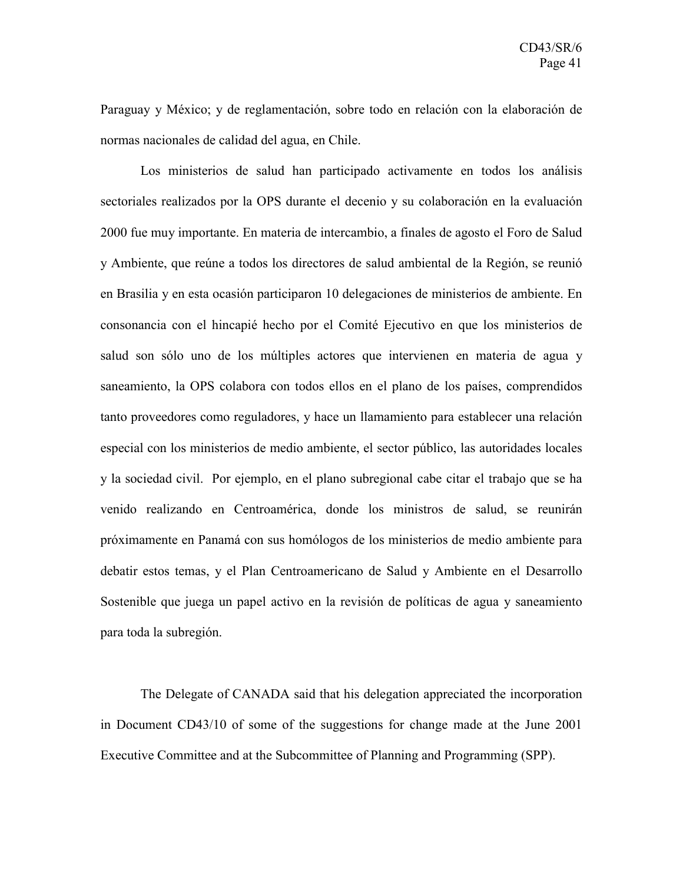Paraguay y México; y de reglamentación, sobre todo en relación con la elaboración de normas nacionales de calidad del agua, en Chile.

Los ministerios de salud han participado activamente en todos los análisis sectoriales realizados por la OPS durante el decenio y su colaboración en la evaluación 2000 fue muy importante. En materia de intercambio, a finales de agosto el Foro de Salud y Ambiente, que reúne a todos los directores de salud ambiental de la Región, se reunió en Brasilia y en esta ocasión participaron 10 delegaciones de ministerios de ambiente. En consonancia con el hincapié hecho por el Comité Ejecutivo en que los ministerios de salud son sólo uno de los múltiples actores que intervienen en materia de agua y saneamiento, la OPS colabora con todos ellos en el plano de los países, comprendidos tanto proveedores como reguladores, y hace un llamamiento para establecer una relación especial con los ministerios de medio ambiente, el sector público, las autoridades locales y la sociedad civil. Por ejemplo, en el plano subregional cabe citar el trabajo que se ha venido realizando en Centroamérica, donde los ministros de salud, se reunirán próximamente en Panamá con sus homólogos de los ministerios de medio ambiente para debatir estos temas, y el Plan Centroamericano de Salud y Ambiente en el Desarrollo Sostenible que juega un papel activo en la revisión de políticas de agua y saneamiento para toda la subregión.

The Delegate of CANADA said that his delegation appreciated the incorporation in Document CD43/10 of some of the suggestions for change made at the June 2001 Executive Committee and at the Subcommittee of Planning and Programming (SPP).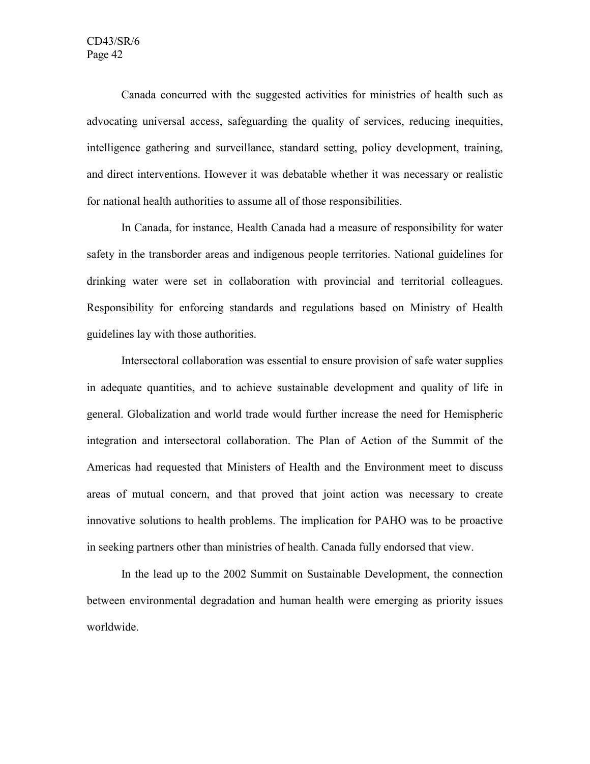Canada concurred with the suggested activities for ministries of health such as advocating universal access, safeguarding the quality of services, reducing inequities, intelligence gathering and surveillance, standard setting, policy development, training, and direct interventions. However it was debatable whether it was necessary or realistic for national health authorities to assume all of those responsibilities.

In Canada, for instance, Health Canada had a measure of responsibility for water safety in the transborder areas and indigenous people territories. National guidelines for drinking water were set in collaboration with provincial and territorial colleagues. Responsibility for enforcing standards and regulations based on Ministry of Health guidelines lay with those authorities.

Intersectoral collaboration was essential to ensure provision of safe water supplies in adequate quantities, and to achieve sustainable development and quality of life in general. Globalization and world trade would further increase the need for Hemispheric integration and intersectoral collaboration. The Plan of Action of the Summit of the Americas had requested that Ministers of Health and the Environment meet to discuss areas of mutual concern, and that proved that joint action was necessary to create innovative solutions to health problems. The implication for PAHO was to be proactive in seeking partners other than ministries of health. Canada fully endorsed that view.

In the lead up to the 2002 Summit on Sustainable Development, the connection between environmental degradation and human health were emerging as priority issues worldwide.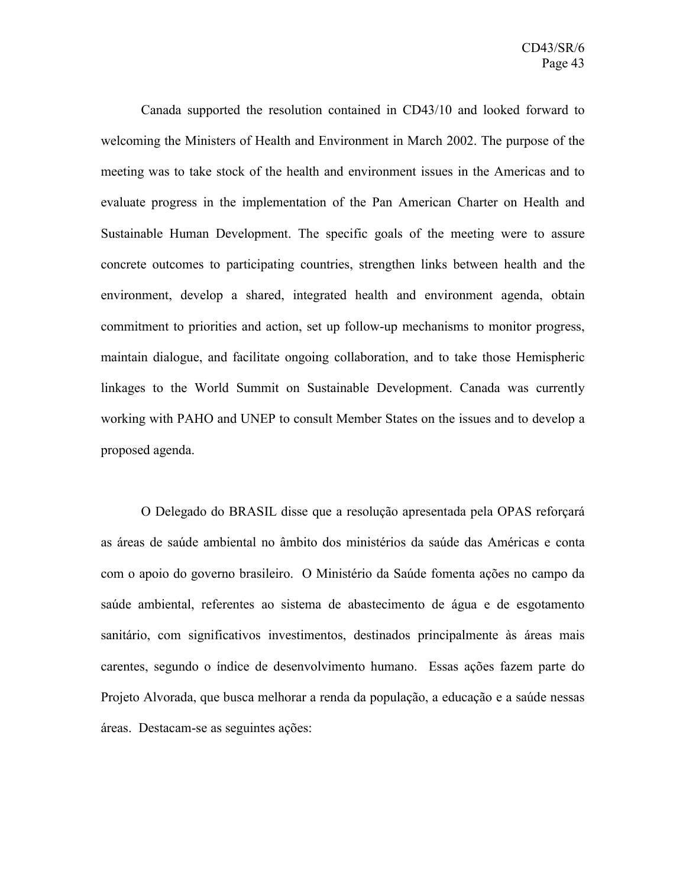Canada supported the resolution contained in CD43/10 and looked forward to welcoming the Ministers of Health and Environment in March 2002. The purpose of the meeting was to take stock of the health and environment issues in the Americas and to evaluate progress in the implementation of the Pan American Charter on Health and Sustainable Human Development. The specific goals of the meeting were to assure concrete outcomes to participating countries, strengthen links between health and the environment, develop a shared, integrated health and environment agenda, obtain commitment to priorities and action, set up follow-up mechanisms to monitor progress, maintain dialogue, and facilitate ongoing collaboration, and to take those Hemispheric linkages to the World Summit on Sustainable Development. Canada was currently working with PAHO and UNEP to consult Member States on the issues and to develop a proposed agenda.

O Delegado do BRASIL disse que a resolução apresentada pela OPAS reforçará as áreas de saúde ambiental no âmbito dos ministérios da saúde das Américas e conta com o apoio do governo brasileiro. O Ministério da Saúde fomenta ações no campo da saúde ambiental, referentes ao sistema de abastecimento de água e de esgotamento sanitário, com significativos investimentos, destinados principalmente às áreas mais carentes, segundo o índice de desenvolvimento humano. Essas ações fazem parte do Projeto Alvorada, que busca melhorar a renda da população, a educação e a saúde nessas áreas. Destacam-se as seguintes ações: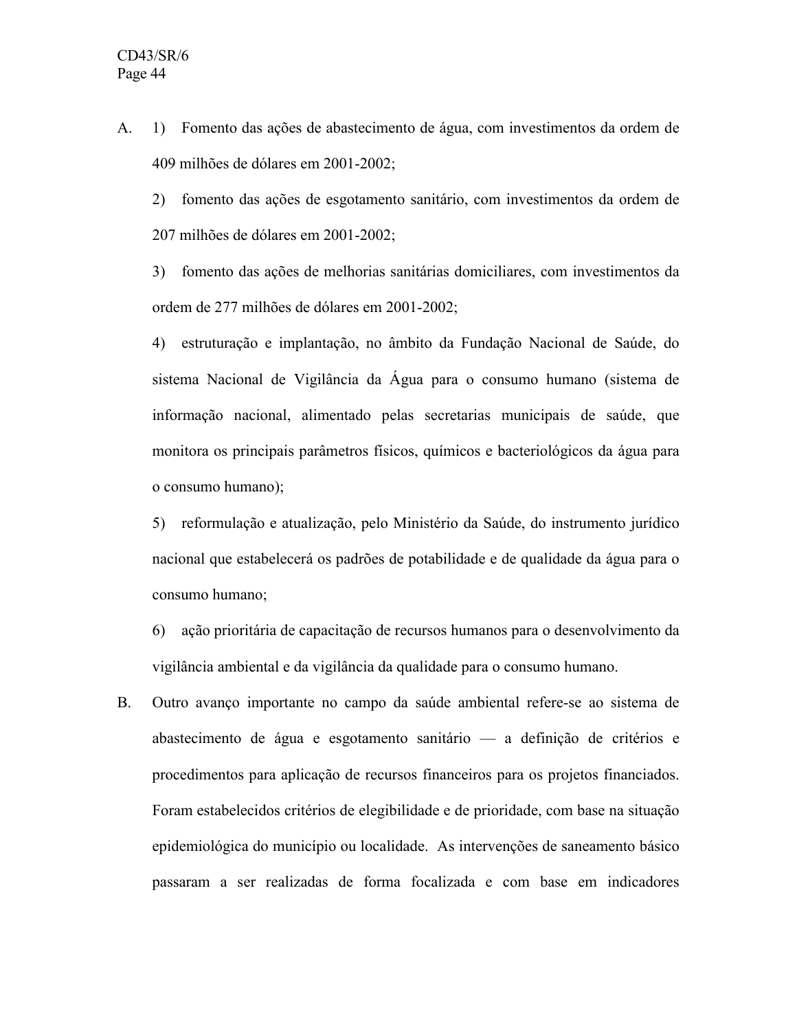A. 1) Fomento das ações de abastecimento de água, com investimentos da ordem de 409 milhões de dólares em 2001-2002;

   2) fomento das ações de esgotamento sanitário, com investimentos da ordem de 207 milhões de dólares em 2001-2002;

   3) fomento das ações de melhorias sanitárias domiciliares, com investimentos da ordem de 277 milhões de dólares em 2001-2002;

   4) estruturação e implantação, no âmbito da Fundação Nacional de Saúde, do sistema Nacional de Vigilância da Água para o consumo humano (sistema de informação nacional, alimentado pelas secretarias municipais de saúde, que monitora os principais parâmetros físicos, químicos e bacteriológicos da água para o consumo humano);

   5) reformulação e atualização, pelo Ministério da Saúde, do instrumento jurídico nacional que estabelecerá os padrões de potabilidade e de qualidade da água para o consumo humano;

   6) ação prioritária de capacitação de recursos humanos para o desenvolvimento da vigilância ambiental e da vigilância da qualidade para o consumo humano.

B. Outro avanço importante no campo da saúde ambiental refere-se ao sistema de abastecimento de água e esgotamento sanitário — a definição de critérios e procedimentos para aplicação de recursos financeiros para os projetos financiados. Foram estabelecidos critérios de elegibilidade e de prioridade, com base na situação epidemiológica do município ou localidade. As intervenções de saneamento básico passaram a ser realizadas de forma focalizada e com base em indicadores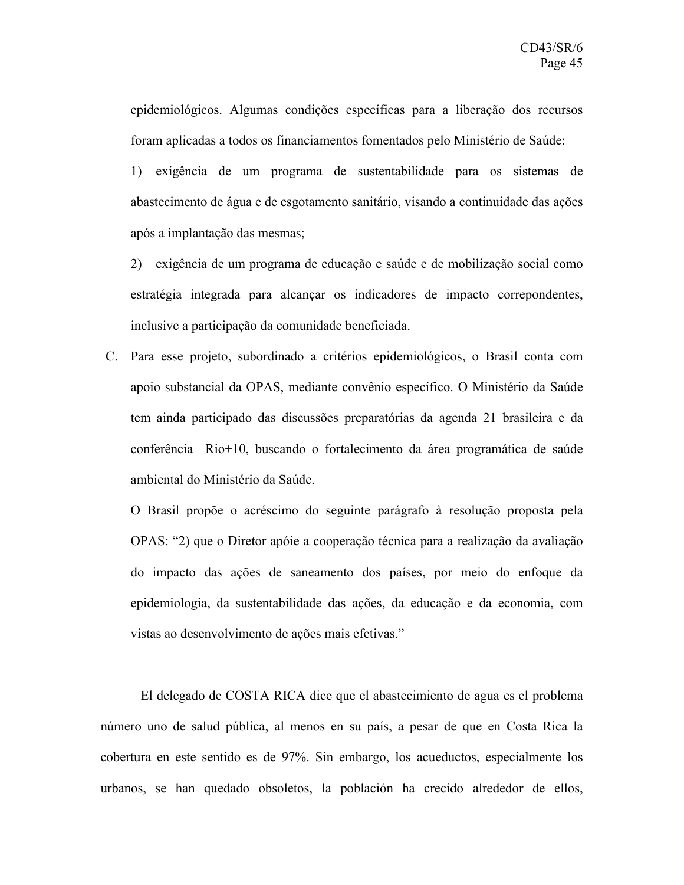epidemiológicos. Algumas condições específicas para a liberação dos recursos foram aplicadas a todos os financiamentos fomentados pelo Ministério de Saúde:

1) exigência de um programa de sustentabilidade para os sistemas de abastecimento de água e de esgotamento sanitário, visando a continuidade das ações após a implantação das mesmas;

2) exigência de um programa de educação e saúde e de mobilização social como estratégia integrada para alcançar os indicadores de impacto correpondentes, inclusive a participação da comunidade beneficiada.

C. Para esse projeto, subordinado a critérios epidemiológicos, o Brasil conta com apoio substancial da OPAS, mediante convênio específico. O Ministério da Saúde tem ainda participado das discussões preparatórias da agenda 21 brasileira e da conferência Rio+10, buscando o fortalecimento da área programática de saúde ambiental do Ministério da Saúde.

O Brasil propõe o acréscimo do seguinte parágrafo à resolução proposta pela OPAS: "2) que o Diretor apóie a cooperação técnica para a realização da avaliação do impacto das ações de saneamento dos países, por meio do enfoque da epidemiologia, da sustentabilidade das ações, da educação e da economia, com vistas ao desenvolvimento de ações mais efetivas."

El delegado de COSTA RICA dice que el abastecimiento de agua es el problema número uno de salud pública, al menos en su país, a pesar de que en Costa Rica la cobertura en este sentido es de 97%. Sin embargo, los acueductos, especialmente los urbanos, se han quedado obsoletos, la población ha crecido alrededor de ellos,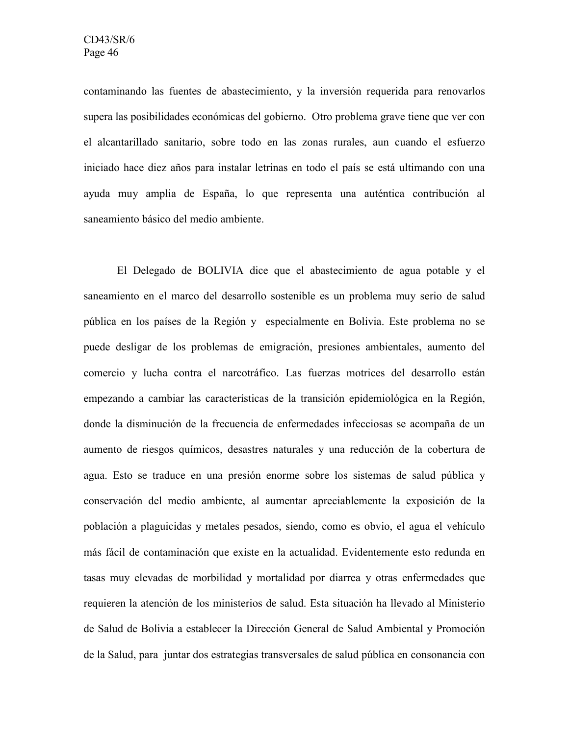contaminando las fuentes de abastecimiento, y la inversión requerida para renovarlos supera las posibilidades económicas del gobierno. Otro problema grave tiene que ver con el alcantarillado sanitario, sobre todo en las zonas rurales, aun cuando el esfuerzo iniciado hace diez años para instalar letrinas en todo el país se está ultimando con una ayuda muy amplia de España, lo que representa una auténtica contribución al saneamiento básico del medio ambiente.

El Delegado de BOLIVIA dice que el abastecimiento de agua potable y el saneamiento en el marco del desarrollo sostenible es un problema muy serio de salud pública en los países de la Región y especialmente en Bolivia. Este problema no se puede desligar de los problemas de emigración, presiones ambientales, aumento del comercio y lucha contra el narcotráfico. Las fuerzas motrices del desarrollo están empezando a cambiar las características de la transición epidemiológica en la Región, donde la disminución de la frecuencia de enfermedades infecciosas se acompaña de un aumento de riesgos químicos, desastres naturales y una reducción de la cobertura de agua. Esto se traduce en una presión enorme sobre los sistemas de salud pública y conservación del medio ambiente, al aumentar apreciablemente la exposición de la población a plaguicidas y metales pesados, siendo, como es obvio, el agua el vehículo más fácil de contaminación que existe en la actualidad. Evidentemente esto redunda en tasas muy elevadas de morbilidad y mortalidad por diarrea y otras enfermedades que requieren la atención de los ministerios de salud. Esta situación ha llevado al Ministerio de Salud de Bolivia a establecer la Dirección General de Salud Ambiental y Promoción de la Salud, para juntar dos estrategias transversales de salud pública en consonancia con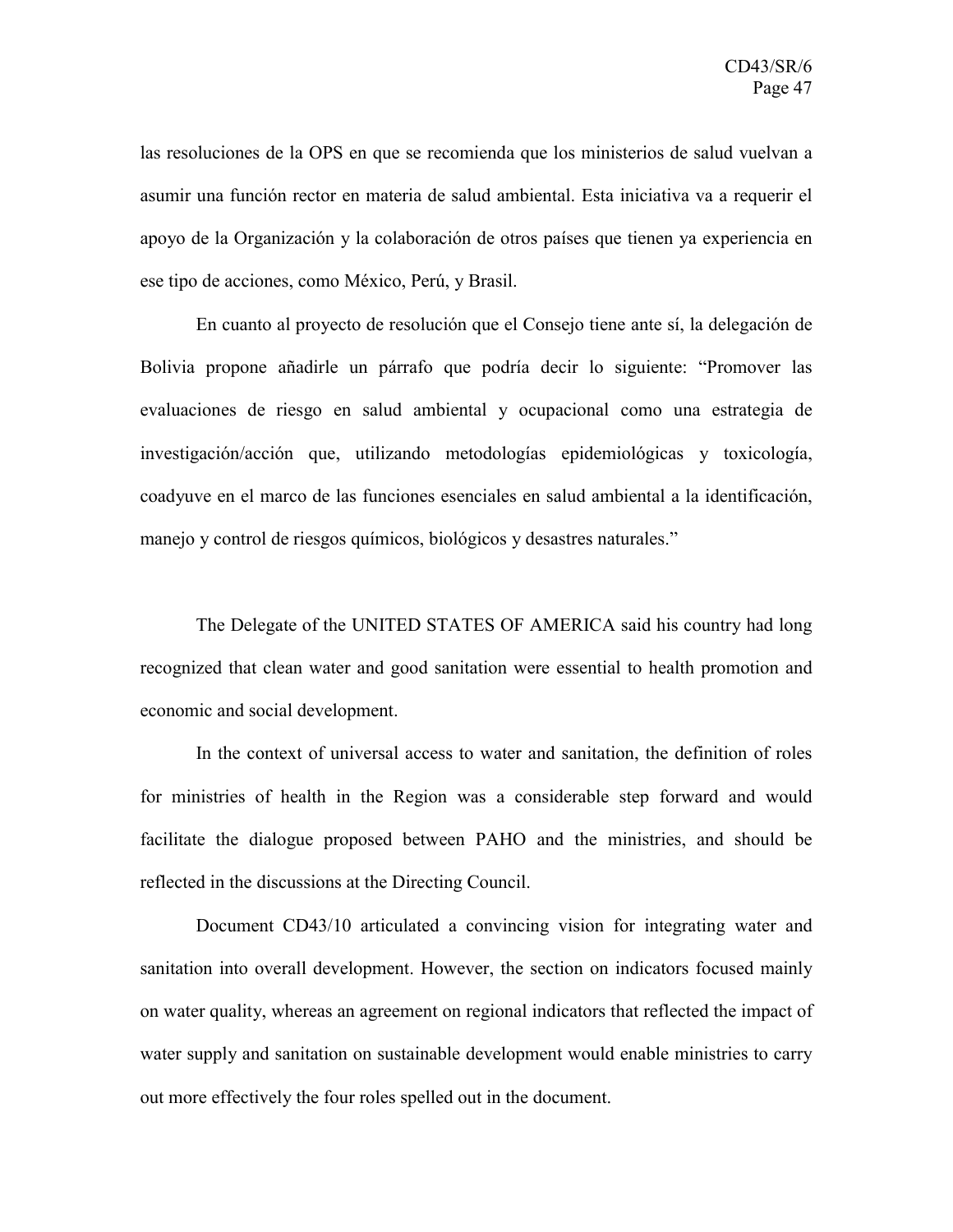las resoluciones de la OPS en que se recomienda que los ministerios de salud vuelvan a asumir una función rector en materia de salud ambiental. Esta iniciativa va a requerir el apoyo de la Organización y la colaboración de otros países que tienen ya experiencia en ese tipo de acciones, como México, Perú, y Brasil.

En cuanto al proyecto de resolución que el Consejo tiene ante sí, la delegación de Bolivia propone añadirle un párrafo que podría decir lo siguiente: "Promover las evaluaciones de riesgo en salud ambiental y ocupacional como una estrategia de investigación/acción que, utilizando metodologías epidemiológicas y toxicología, coadyuve en el marco de las funciones esenciales en salud ambiental a la identificación, manejo y control de riesgos químicos, biológicos y desastres naturales."

The Delegate of the UNITED STATES OF AMERICA said his country had long recognized that clean water and good sanitation were essential to health promotion and economic and social development.

In the context of universal access to water and sanitation, the definition of roles for ministries of health in the Region was a considerable step forward and would facilitate the dialogue proposed between PAHO and the ministries, and should be reflected in the discussions at the Directing Council.

Document CD43/10 articulated a convincing vision for integrating water and sanitation into overall development. However, the section on indicators focused mainly on water quality, whereas an agreement on regional indicators that reflected the impact of water supply and sanitation on sustainable development would enable ministries to carry out more effectively the four roles spelled out in the document.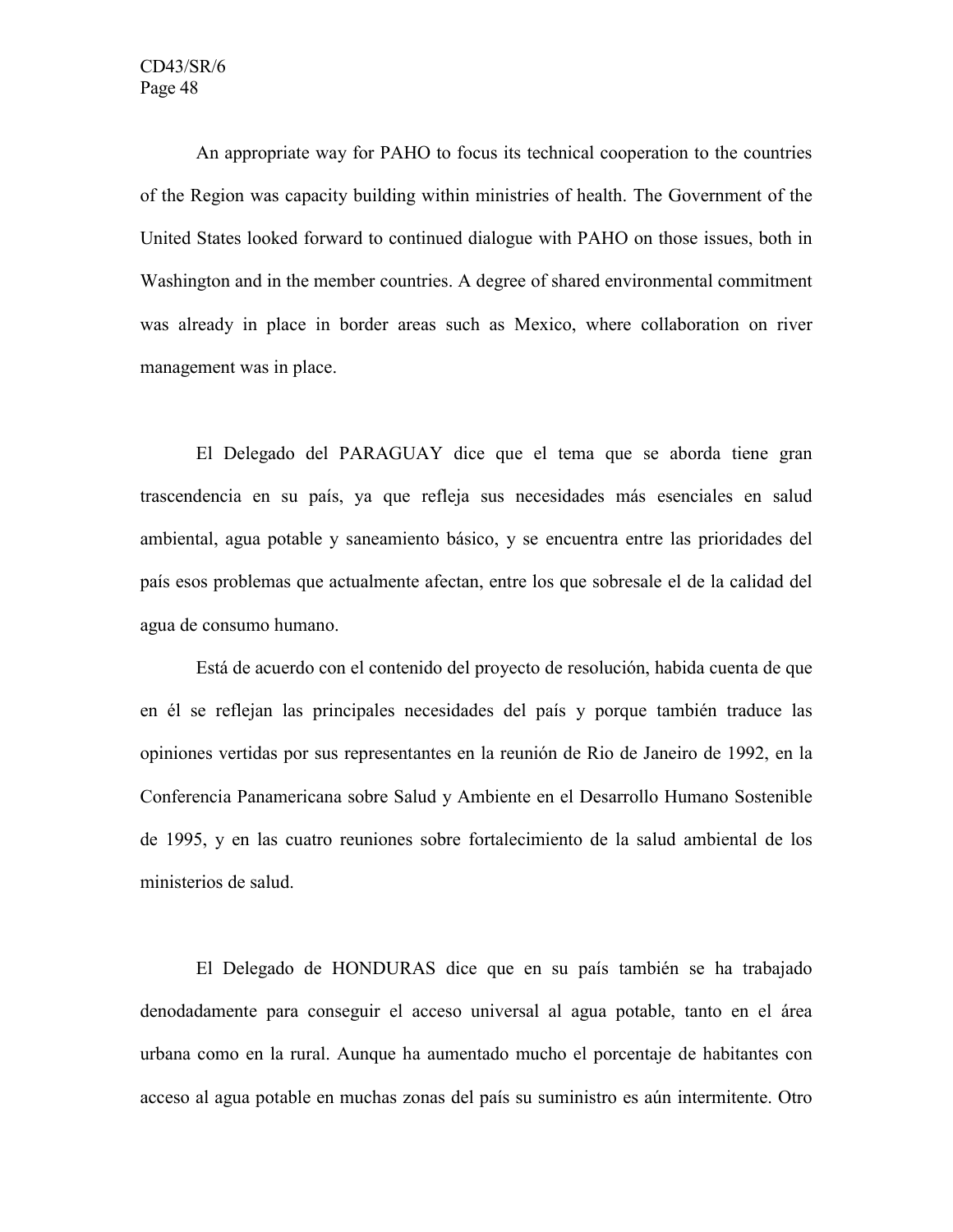An appropriate way for PAHO to focus its technical cooperation to the countries of the Region was capacity building within ministries of health. The Government of the United States looked forward to continued dialogue with PAHO on those issues, both in Washington and in the member countries. A degree of shared environmental commitment was already in place in border areas such as Mexico, where collaboration on river management was in place.

El Delegado del PARAGUAY dice que el tema que se aborda tiene gran trascendencia en su país, ya que refleja sus necesidades más esenciales en salud ambiental, agua potable y saneamiento básico, y se encuentra entre las prioridades del país esos problemas que actualmente afectan, entre los que sobresale el de la calidad del agua de consumo humano.

Está de acuerdo con el contenido del proyecto de resolución, habida cuenta de que en él se reflejan las principales necesidades del país y porque también traduce las opiniones vertidas por sus representantes en la reunión de Rio de Janeiro de 1992, en la Conferencia Panamericana sobre Salud y Ambiente en el Desarrollo Humano Sostenible de 1995, y en las cuatro reuniones sobre fortalecimiento de la salud ambiental de los ministerios de salud.

El Delegado de HONDURAS dice que en su país también se ha trabajado denodadamente para conseguir el acceso universal al agua potable, tanto en el área urbana como en la rural. Aunque ha aumentado mucho el porcentaje de habitantes con acceso al agua potable en muchas zonas del país su suministro es aún intermitente. Otro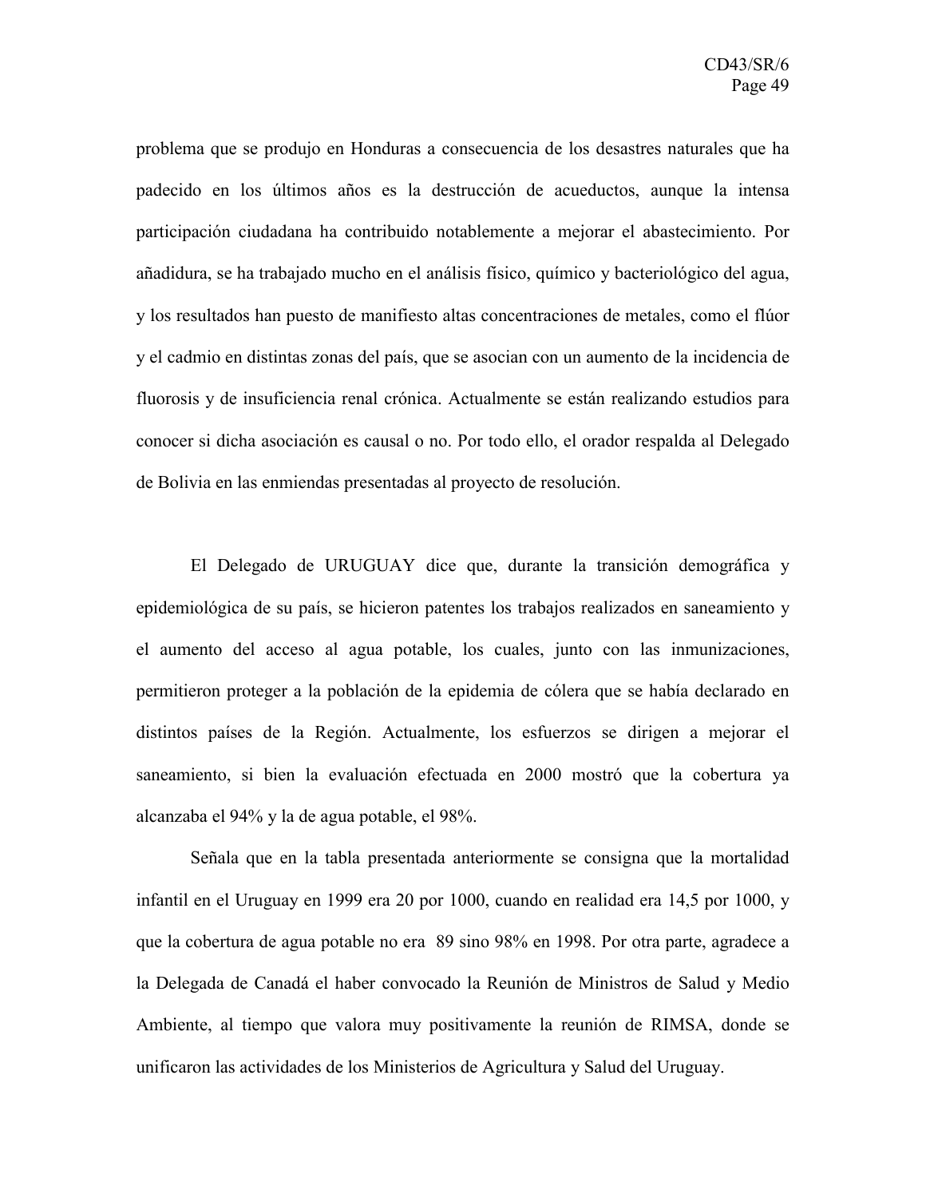problema que se produjo en Honduras a consecuencia de los desastres naturales que ha padecido en los últimos años es la destrucción de acueductos, aunque la intensa participación ciudadana ha contribuido notablemente a mejorar el abastecimiento. Por añadidura, se ha trabajado mucho en el análisis físico, químico y bacteriológico del agua, y los resultados han puesto de manifiesto altas concentraciones de metales, como el flúor y el cadmio en distintas zonas del país, que se asocian con un aumento de la incidencia de fluorosis y de insuficiencia renal crónica. Actualmente se están realizando estudios para conocer si dicha asociación es causal o no. Por todo ello, el orador respalda al Delegado de Bolivia en las enmiendas presentadas al proyecto de resolución.

El Delegado de URUGUAY dice que, durante la transición demográfica y epidemiológica de su país, se hicieron patentes los trabajos realizados en saneamiento y el aumento del acceso al agua potable, los cuales, junto con las inmunizaciones, permitieron proteger a la población de la epidemia de cólera que se había declarado en distintos países de la Región. Actualmente, los esfuerzos se dirigen a mejorar el saneamiento, si bien la evaluación efectuada en 2000 mostró que la cobertura ya alcanzaba el 94% y la de agua potable, el 98%.

Señala que en la tabla presentada anteriormente se consigna que la mortalidad infantil en el Uruguay en 1999 era 20 por 1000, cuando en realidad era 14,5 por 1000, y que la cobertura de agua potable no era 89 sino 98% en 1998. Por otra parte, agradece a la Delegada de Canadá el haber convocado la Reunión de Ministros de Salud y Medio Ambiente, al tiempo que valora muy positivamente la reunión de RIMSA, donde se unificaron las actividades de los Ministerios de Agricultura y Salud del Uruguay.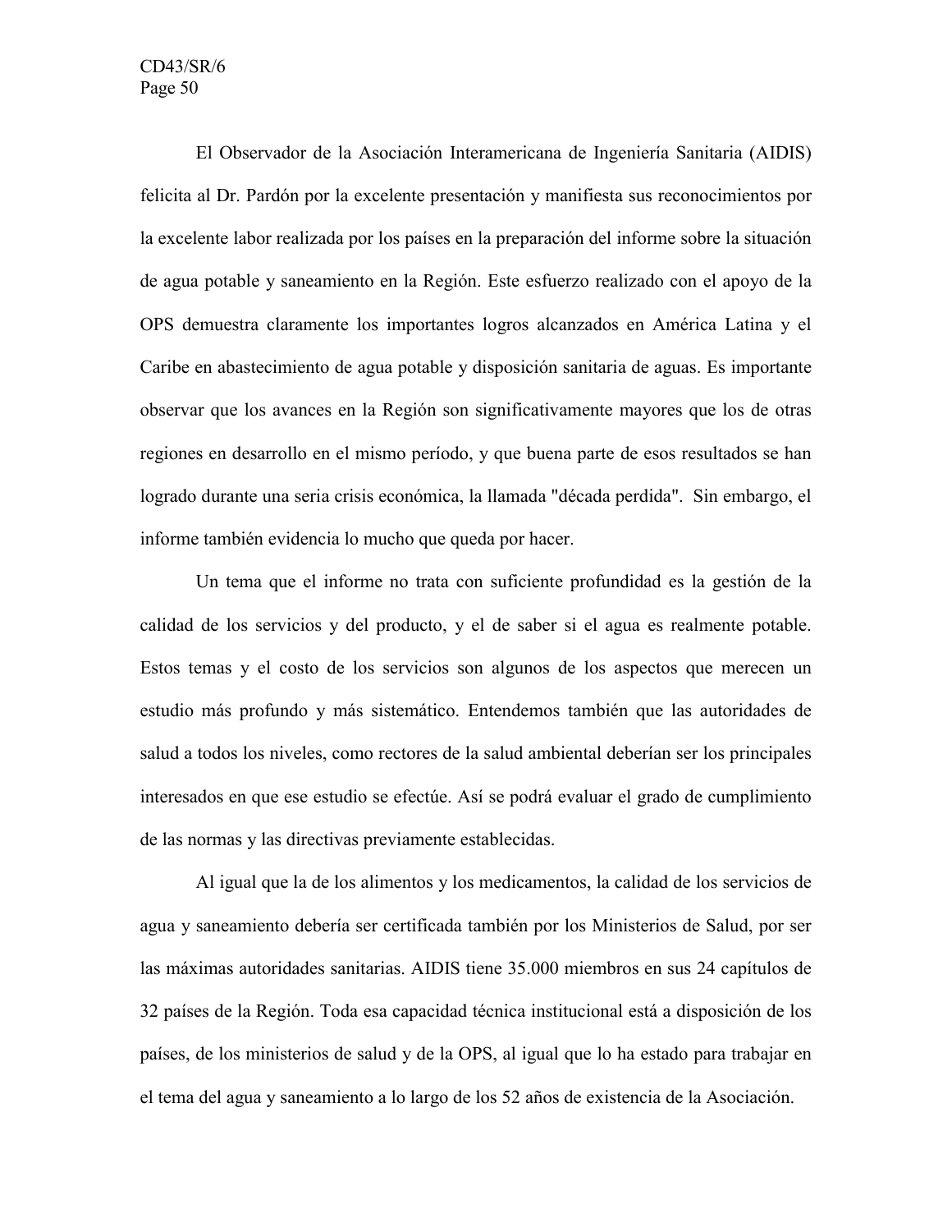El Observador de la Asociación Interamericana de Ingeniería Sanitaria (AIDIS) felicita al Dr. Pardón por la excelente presentación y manifiesta sus reconocimientos por la excelente labor realizada por los países en la preparación del informe sobre la situación de agua potable y saneamiento en la Región. Este esfuerzo realizado con el apoyo de la OPS demuestra claramente los importantes logros alcanzados en América Latina y el Caribe en abastecimiento de agua potable y disposición sanitaria de aguas. Es importante observar que los avances en la Región son significativamente mayores que los de otras regiones en desarrollo en el mismo período, y que buena parte de esos resultados se han logrado durante una seria crisis económica, la llamada "década perdida". Sin embargo, el informe también evidencia lo mucho que queda por hacer.

Un tema que el informe no trata con suficiente profundidad es la gestión de la calidad de los servicios y del producto, y el de saber si el agua es realmente potable. Estos temas y el costo de los servicios son algunos de los aspectos que merecen un estudio más profundo y más sistemático. Entendemos también que las autoridades de salud a todos los niveles, como rectores de la salud ambiental deberían ser los principales interesados en que ese estudio se efectúe. Así se podrá evaluar el grado de cumplimiento de las normas y las directivas previamente establecidas.

Al igual que la de los alimentos y los medicamentos, la calidad de los servicios de agua y saneamiento debería ser certificada también por los Ministerios de Salud, por ser las máximas autoridades sanitarias. AIDIS tiene 35.000 miembros en sus 24 capítulos de 32 países de la Región. Toda esa capacidad técnica institucional está a disposición de los países, de los ministerios de salud y de la OPS, al igual que lo ha estado para trabajar en el tema del agua y saneamiento a lo largo de los 52 años de existencia de la Asociación.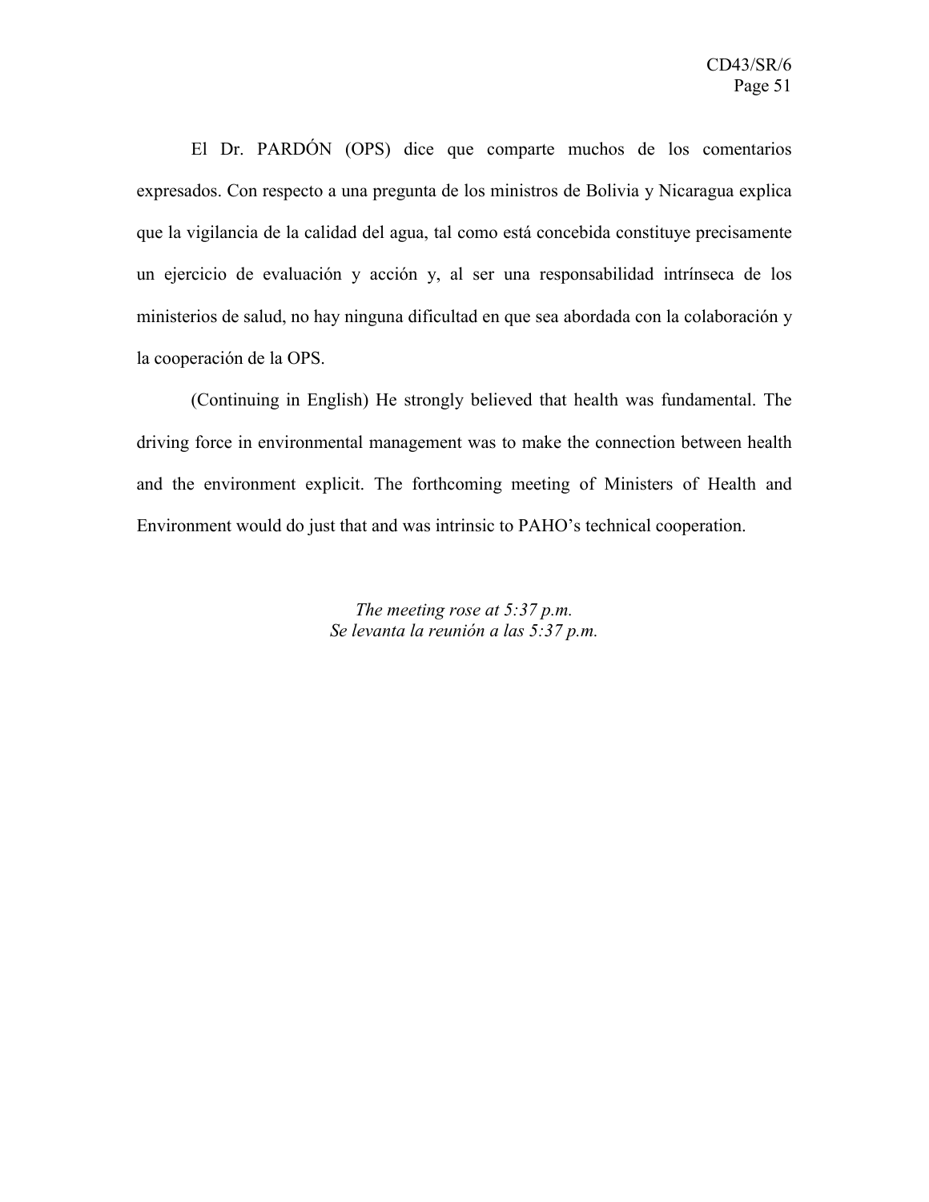El Dr. PARDÓN (OPS) dice que comparte muchos de los comentarios expresados. Con respecto a una pregunta de los ministros de Bolivia y Nicaragua explica que la vigilancia de la calidad del agua, tal como está concebida constituye precisamente un ejercicio de evaluación y acción y, al ser una responsabilidad intrínseca de los ministerios de salud, no hay ninguna dificultad en que sea abordada con la colaboración y la cooperación de la OPS.

(Continuing in English) He strongly believed that health was fundamental. The driving force in environmental management was to make the connection between health and the environment explicit. The forthcoming meeting of Ministers of Health and Environment would do just that and was intrinsic to PAHO's technical cooperation.

*The meeting rose at 5:37 p.m.*
*Se levanta la reunión a las 5:37 p.m.*